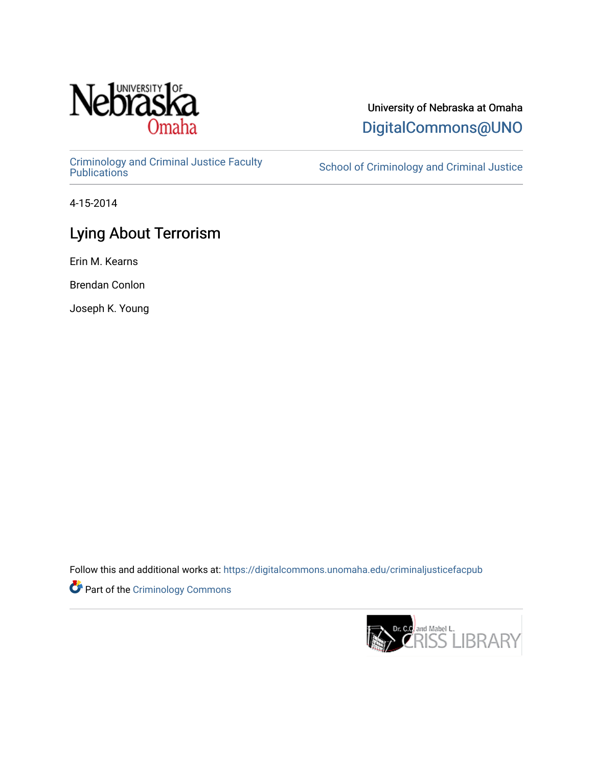University of Nebraska at Omaha

DigitalCommons@UNO

Criminology and Criminal Justice Faculty Publications

School of Criminology and Criminal Justice

4-15-2014

# Lying About Terrorism

Erin M. Kearns

Brendan Conlon

Joseph K. Young

Follow this and additional works at: https://digitalcommons.unomaha.edu/criminaljusticefacpub

Part of the Criminology Commons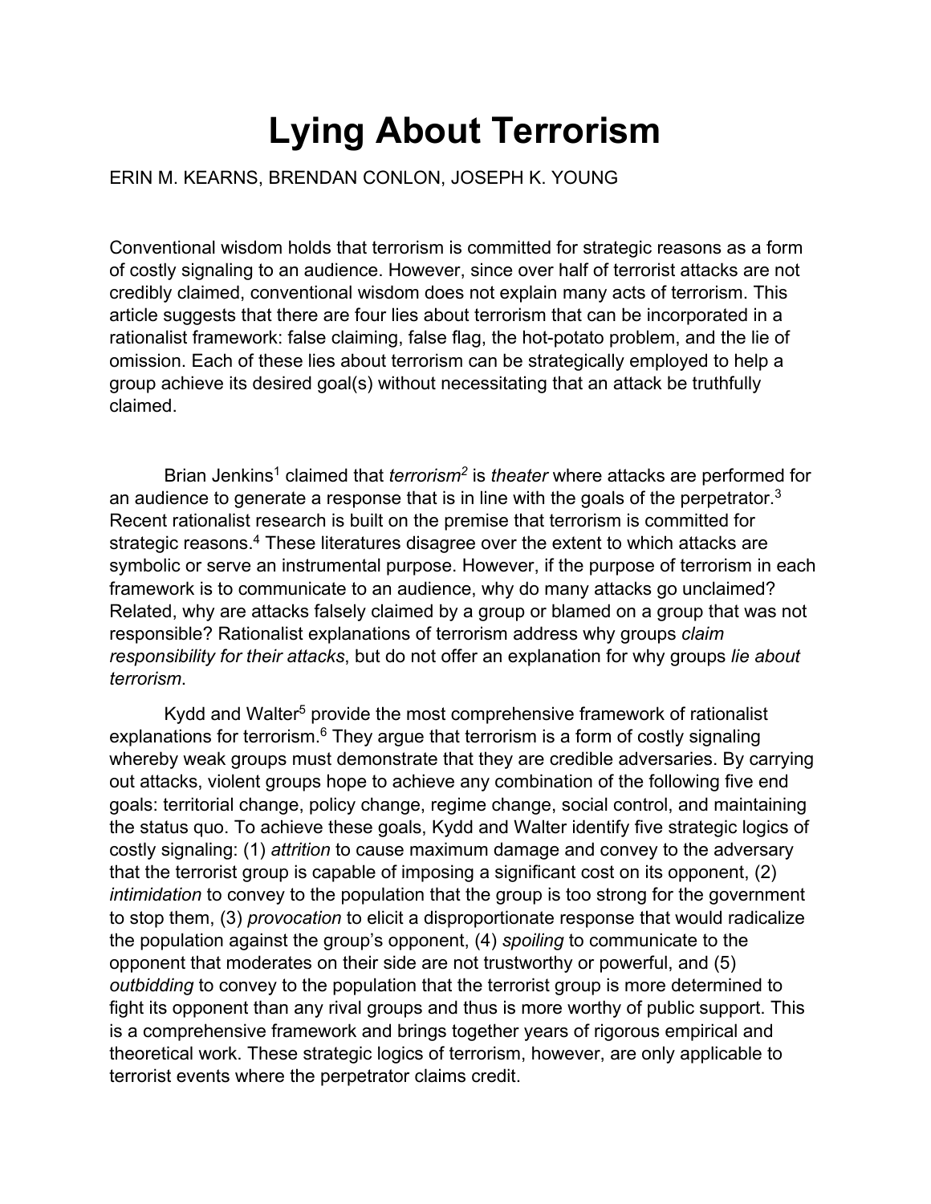# Lying About Terrorism

ERIN M. KEARNS, BRENDAN CONLON, JOSEPH K. YOUNG

Conventional wisdom holds that terrorism is committed for strategic reasons as a form of costly signaling to an audience. However, since over half of terrorist attacks are not credibly claimed, conventional wisdom does not explain many acts of terrorism. This article suggests that there are four lies about terrorism that can be incorporated in a rationalist framework: false claiming, false flag, the hot-potato problem, and the lie of omission. Each of these lies about terrorism can be strategically employed to help a group achieve its desired goal(s) without necessitating that an attack be truthfully claimed.

Brian Jenkins[1] claimed that *terrorism*[2] is *theater* where attacks are performed for an audience to generate a response that is in line with the goals of the perpetrator.[3] Recent rationalist research is built on the premise that terrorism is committed for strategic reasons.[4] These literatures disagree over the extent to which attacks are symbolic or serve an instrumental purpose. However, if the purpose of terrorism in each framework is to communicate to an audience, why do many attacks go unclaimed? Related, why are attacks falsely claimed by a group or blamed on a group that was not responsible? Rationalist explanations of terrorism address why groups *claim responsibility for their attacks*, but do not offer an explanation for why groups *lie about terrorism*.

Kydd and Walter[5] provide the most comprehensive framework of rationalist explanations for terrorism.[6] They argue that terrorism is a form of costly signaling whereby weak groups must demonstrate that they are credible adversaries. By carrying out attacks, violent groups hope to achieve any combination of the following five end goals: territorial change, policy change, regime change, social control, and maintaining the status quo. To achieve these goals, Kydd and Walter identify five strategic logics of costly signaling: (1) *attrition* to cause maximum damage and convey to the adversary that the terrorist group is capable of imposing a significant cost on its opponent, (2) *intimidation* to convey to the population that the group is too strong for the government to stop them, (3) *provocation* to elicit a disproportionate response that would radicalize the population against the group's opponent, (4) *spoiling* to communicate to the opponent that moderates on their side are not trustworthy or powerful, and (5) *outbidding* to convey to the population that the terrorist group is more determined to fight its opponent than any rival groups and thus is more worthy of public support. This is a comprehensive framework and brings together years of rigorous empirical and theoretical work. These strategic logics of terrorism, however, are only applicable to terrorist events where the perpetrator claims credit.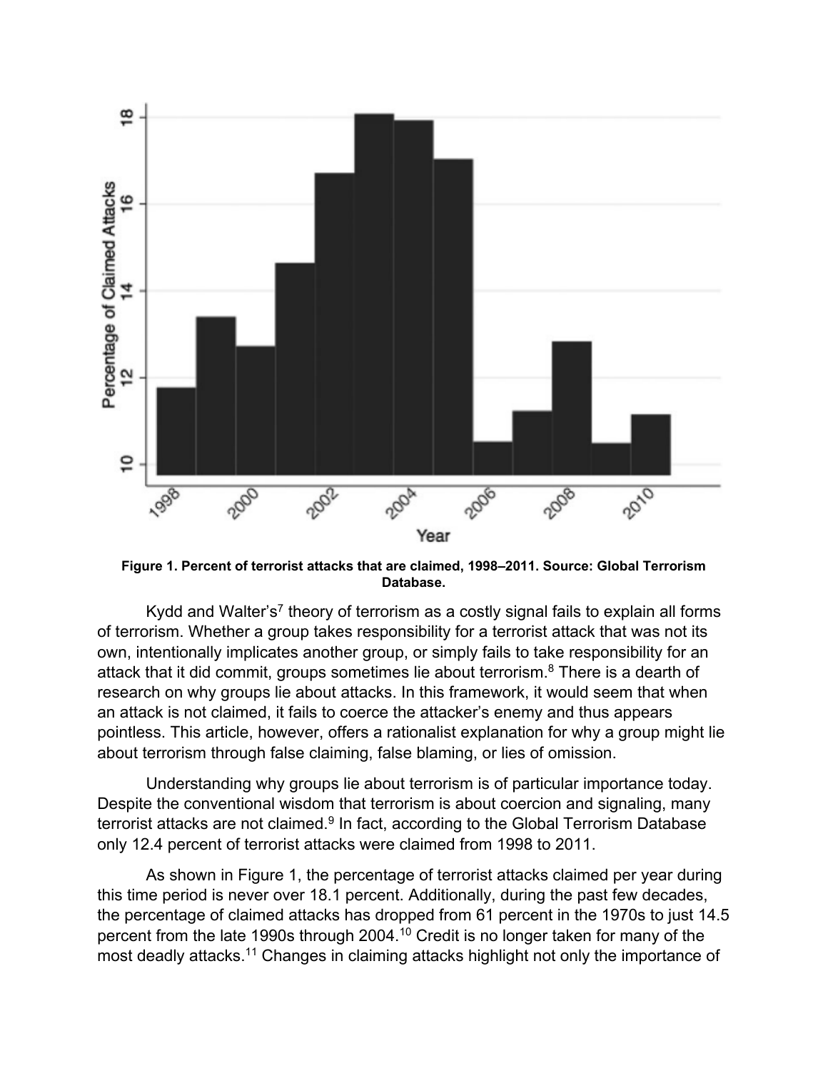**Figure 1. Percent of terrorist attacks that are claimed, 1998–2011. Source: Global Terrorism Database.**

Kydd and Walter's[7] theory of terrorism as a costly signal fails to explain all forms of terrorism. Whether a group takes responsibility for a terrorist attack that was not its own, intentionally implicates another group, or simply fails to take responsibility for an attack that it did commit, groups sometimes lie about terrorism.[8] There is a dearth of research on why groups lie about attacks. In this framework, it would seem that when an attack is not claimed, it fails to coerce the attacker's enemy and thus appears pointless. This article, however, offers a rationalist explanation for why a group might lie about terrorism through false claiming, false blaming, or lies of omission.

Understanding why groups lie about terrorism is of particular importance today. Despite the conventional wisdom that terrorism is about coercion and signaling, many terrorist attacks are not claimed.[9] In fact, according to the Global Terrorism Database only 12.4 percent of terrorist attacks were claimed from 1998 to 2011.

As shown in Figure 1, the percentage of terrorist attacks claimed per year during this time period is never over 18.1 percent. Additionally, during the past few decades, the percentage of claimed attacks has dropped from 61 percent in the 1970s to just 14.5 percent from the late 1990s through 2004.[10] Credit is no longer taken for many of the most deadly attacks.[11] Changes in claiming attacks highlight not only the importance of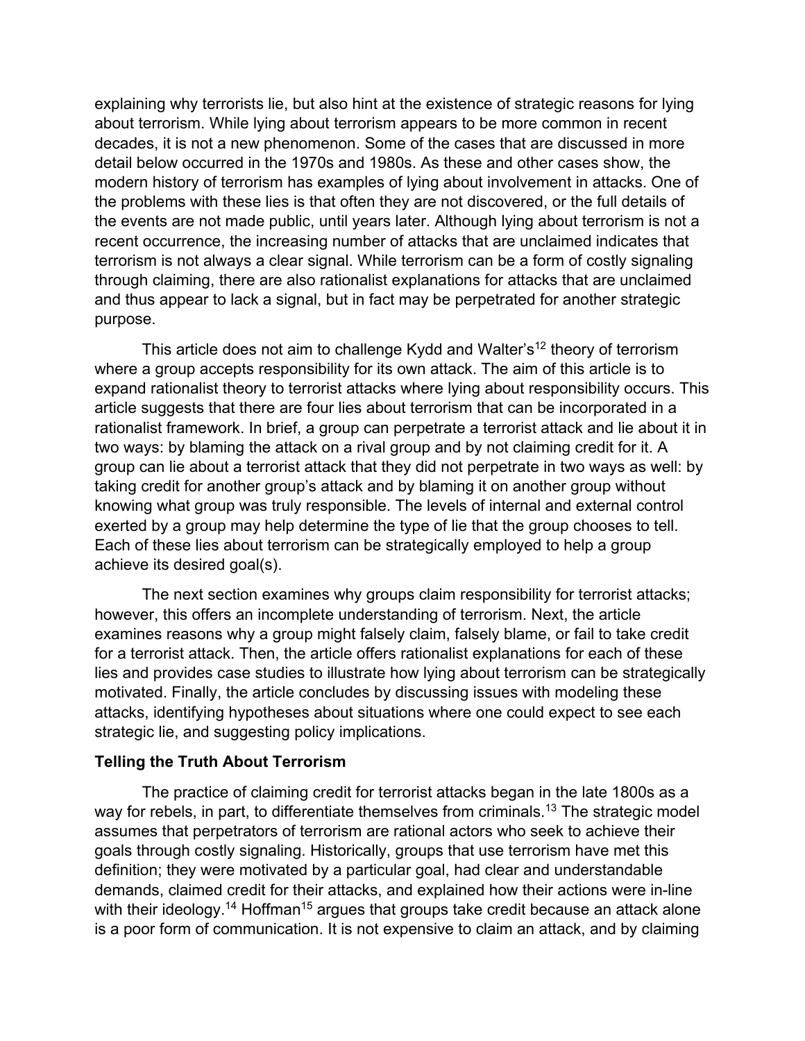explaining why terrorists lie, but also hint at the existence of strategic reasons for lying about terrorism. While lying about terrorism appears to be more common in recent decades, it is not a new phenomenon. Some of the cases that are discussed in more detail below occurred in the 1970s and 1980s. As these and other cases show, the modern history of terrorism has examples of lying about involvement in attacks. One of the problems with these lies is that often they are not discovered, or the full details of the events are not made public, until years later. Although lying about terrorism is not a recent occurrence, the increasing number of attacks that are unclaimed indicates that terrorism is not always a clear signal. While terrorism can be a form of costly signaling through claiming, there are also rationalist explanations for attacks that are unclaimed and thus appear to lack a signal, but in fact may be perpetrated for another strategic purpose.

This article does not aim to challenge Kydd and Walter's[12] theory of terrorism where a group accepts responsibility for its own attack. The aim of this article is to expand rationalist theory to terrorist attacks where lying about responsibility occurs. This article suggests that there are four lies about terrorism that can be incorporated in a rationalist framework. In brief, a group can perpetrate a terrorist attack and lie about it in two ways: by blaming the attack on a rival group and by not claiming credit for it. A group can lie about a terrorist attack that they did not perpetrate in two ways as well: by taking credit for another group's attack and by blaming it on another group without knowing what group was truly responsible. The levels of internal and external control exerted by a group may help determine the type of lie that the group chooses to tell. Each of these lies about terrorism can be strategically employed to help a group achieve its desired goal(s).

The next section examines why groups claim responsibility for terrorist attacks; however, this offers an incomplete understanding of terrorism. Next, the article examines reasons why a group might falsely claim, falsely blame, or fail to take credit for a terrorist attack. Then, the article offers rationalist explanations for each of these lies and provides case studies to illustrate how lying about terrorism can be strategically motivated. Finally, the article concludes by discussing issues with modeling these attacks, identifying hypotheses about situations where one could expect to see each strategic lie, and suggesting policy implications.

**Telling the Truth About Terrorism**

The practice of claiming credit for terrorist attacks began in the late 1800s as a way for rebels, in part, to differentiate themselves from criminals.[13] The strategic model assumes that perpetrators of terrorism are rational actors who seek to achieve their goals through costly signaling. Historically, groups that use terrorism have met this definition; they were motivated by a particular goal, had clear and understandable demands, claimed credit for their attacks, and explained how their actions were in-line with their ideology.[14] Hoffman[15] argues that groups take credit because an attack alone is a poor form of communication. It is not expensive to claim an attack, and by claiming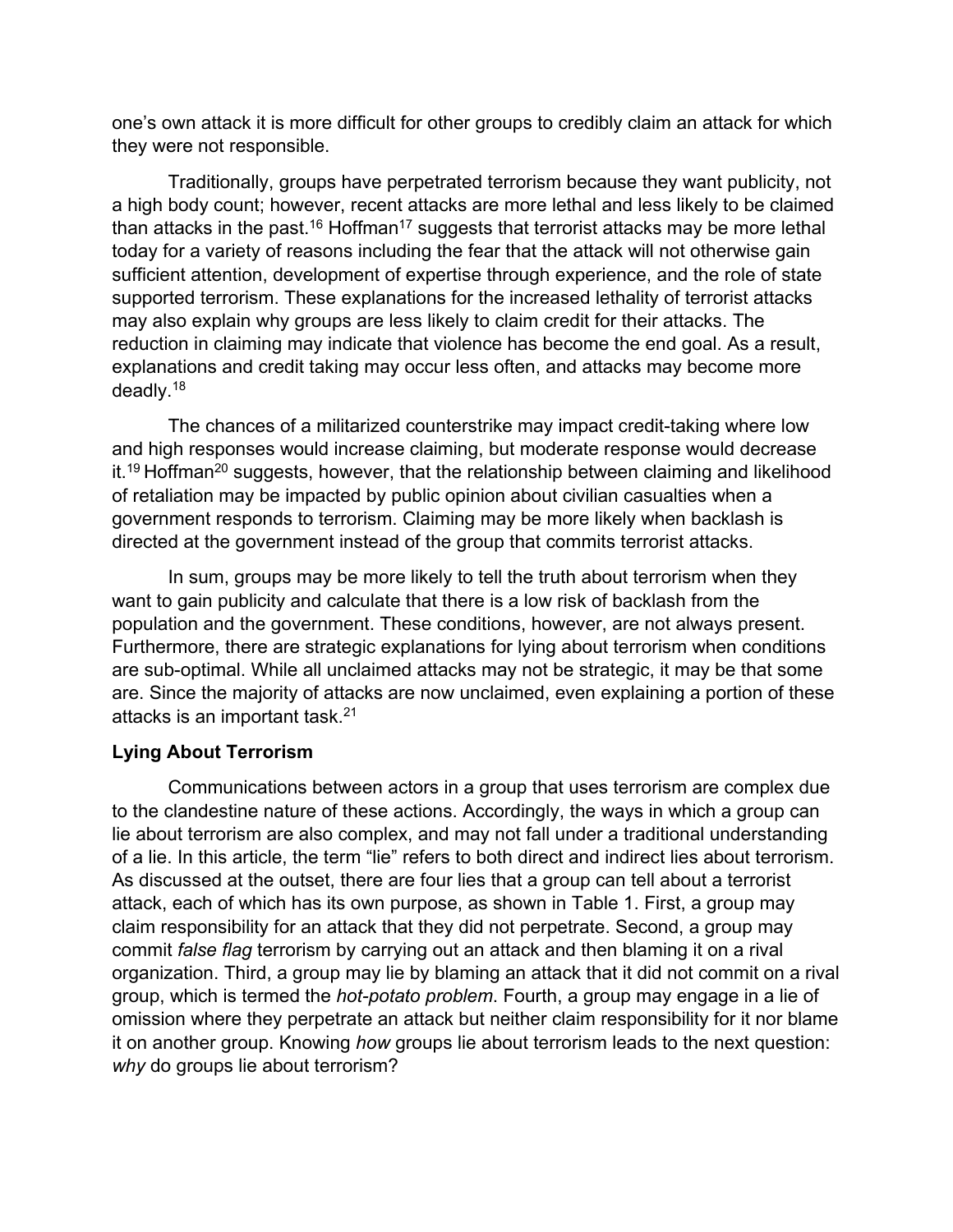one's own attack it is more difficult for other groups to credibly claim an attack for which they were not responsible.

Traditionally, groups have perpetrated terrorism because they want publicity, not a high body count; however, recent attacks are more lethal and less likely to be claimed than attacks in the past.[16] Hoffman[17] suggests that terrorist attacks may be more lethal today for a variety of reasons including the fear that the attack will not otherwise gain sufficient attention, development of expertise through experience, and the role of state supported terrorism. These explanations for the increased lethality of terrorist attacks may also explain why groups are less likely to claim credit for their attacks. The reduction in claiming may indicate that violence has become the end goal. As a result, explanations and credit taking may occur less often, and attacks may become more deadly.[18]

The chances of a militarized counterstrike may impact credit-taking where low and high responses would increase claiming, but moderate response would decrease it.[19] Hoffman[20] suggests, however, that the relationship between claiming and likelihood of retaliation may be impacted by public opinion about civilian casualties when a government responds to terrorism. Claiming may be more likely when backlash is directed at the government instead of the group that commits terrorist attacks.

In sum, groups may be more likely to tell the truth about terrorism when they want to gain publicity and calculate that there is a low risk of backlash from the population and the government. These conditions, however, are not always present. Furthermore, there are strategic explanations for lying about terrorism when conditions are sub-optimal. While all unclaimed attacks may not be strategic, it may be that some are. Since the majority of attacks are now unclaimed, even explaining a portion of these attacks is an important task.[21]

### Lying About Terrorism

Communications between actors in a group that uses terrorism are complex due to the clandestine nature of these actions. Accordingly, the ways in which a group can lie about terrorism are also complex, and may not fall under a traditional understanding of a lie. In this article, the term "lie" refers to both direct and indirect lies about terrorism. As discussed at the outset, there are four lies that a group can tell about a terrorist attack, each of which has its own purpose, as shown in Table 1. First, a group may claim responsibility for an attack that they did not perpetrate. Second, a group may commit *false flag* terrorism by carrying out an attack and then blaming it on a rival organization. Third, a group may lie by blaming an attack that it did not commit on a rival group, which is termed the *hot-potato problem*. Fourth, a group may engage in a lie of omission where they perpetrate an attack but neither claim responsibility for it nor blame it on another group. Knowing *how* groups lie about terrorism leads to the next question: *why* do groups lie about terrorism?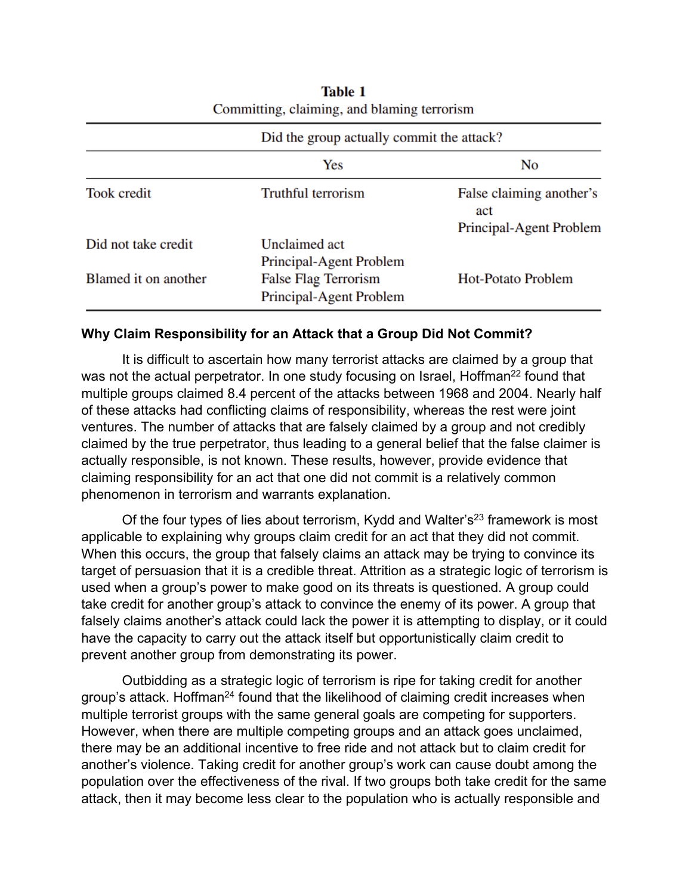**Table 1**
Committing, claiming, and blaming terrorism

| | Did the group actually commit the attack? | |
|---|---|---|
| | Yes | No |
| Took credit | Truthful terrorism | False claiming another's act<br>Principal-Agent Problem |
| Did not take credit | Unclaimed act<br>Principal-Agent Problem | |
| Blamed it on another | False Flag Terrorism<br>Principal-Agent Problem | Hot-Potato Problem |

**Why Claim Responsibility for an Attack that a Group Did Not Commit?**

It is difficult to ascertain how many terrorist attacks are claimed by a group that was not the actual perpetrator. In one study focusing on Israel, Hoffman[22] found that multiple groups claimed 8.4 percent of the attacks between 1968 and 2004. Nearly half of these attacks had conflicting claims of responsibility, whereas the rest were joint ventures. The number of attacks that are falsely claimed by a group and not credibly claimed by the true perpetrator, thus leading to a general belief that the false claimer is actually responsible, is not known. These results, however, provide evidence that claiming responsibility for an act that one did not commit is a relatively common phenomenon in terrorism and warrants explanation.

Of the four types of lies about terrorism, Kydd and Walter's[23] framework is most applicable to explaining why groups claim credit for an act that they did not commit. When this occurs, the group that falsely claims an attack may be trying to convince its target of persuasion that it is a credible threat. Attrition as a strategic logic of terrorism is used when a group's power to make good on its threats is questioned. A group could take credit for another group's attack to convince the enemy of its power. A group that falsely claims another's attack could lack the power it is attempting to display, or it could have the capacity to carry out the attack itself but opportunistically claim credit to prevent another group from demonstrating its power.

Outbidding as a strategic logic of terrorism is ripe for taking credit for another group's attack. Hoffman[24] found that the likelihood of claiming credit increases when multiple terrorist groups with the same general goals are competing for supporters. However, when there are multiple competing groups and an attack goes unclaimed, there may be an additional incentive to free ride and not attack but to claim credit for another's violence. Taking credit for another group's work can cause doubt among the population over the effectiveness of the rival. If two groups both take credit for the same attack, then it may become less clear to the population who is actually responsible and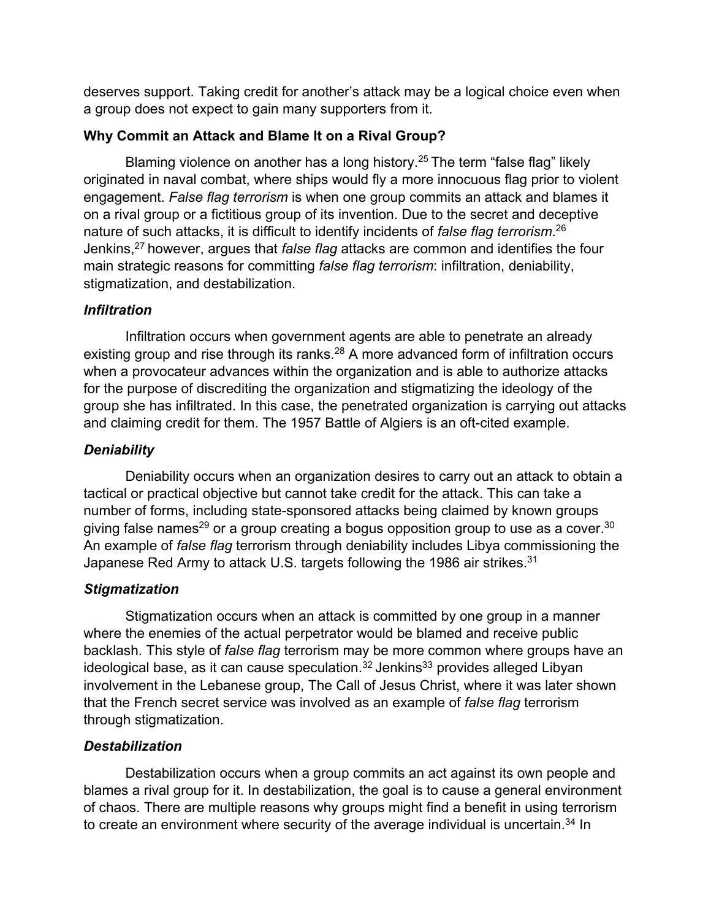deserves support. Taking credit for another's attack may be a logical choice even when a group does not expect to gain many supporters from it.

### Why Commit an Attack and Blame It on a Rival Group?

Blaming violence on another has a long history.[25] The term "false flag" likely originated in naval combat, where ships would fly a more innocuous flag prior to violent engagement. *False flag terrorism* is when one group commits an attack and blames it on a rival group or a fictitious group of its invention. Due to the secret and deceptive nature of such attacks, it is difficult to identify incidents of *false flag terrorism*.[26] Jenkins,[27] however, argues that *false flag* attacks are common and identifies the four main strategic reasons for committing *false flag terrorism*: infiltration, deniability, stigmatization, and destabilization.

#### *Infiltration*

Infiltration occurs when government agents are able to penetrate an already existing group and rise through its ranks.[28] A more advanced form of infiltration occurs when a provocateur advances within the organization and is able to authorize attacks for the purpose of discrediting the organization and stigmatizing the ideology of the group she has infiltrated. In this case, the penetrated organization is carrying out attacks and claiming credit for them. The 1957 Battle of Algiers is an oft-cited example.

#### *Deniability*

Deniability occurs when an organization desires to carry out an attack to obtain a tactical or practical objective but cannot take credit for the attack. This can take a number of forms, including state-sponsored attacks being claimed by known groups giving false names[29] or a group creating a bogus opposition group to use as a cover.[30] An example of *false flag* terrorism through deniability includes Libya commissioning the Japanese Red Army to attack U.S. targets following the 1986 air strikes.[31]

#### *Stigmatization*

Stigmatization occurs when an attack is committed by one group in a manner where the enemies of the actual perpetrator would be blamed and receive public backlash. This style of *false flag* terrorism may be more common where groups have an ideological base, as it can cause speculation.[32] Jenkins[33] provides alleged Libyan involvement in the Lebanese group, The Call of Jesus Christ, where it was later shown that the French secret service was involved as an example of *false flag* terrorism through stigmatization.

#### *Destabilization*

Destabilization occurs when a group commits an act against its own people and blames a rival group for it. In destabilization, the goal is to cause a general environment of chaos. There are multiple reasons why groups might find a benefit in using terrorism to create an environment where security of the average individual is uncertain.[34] In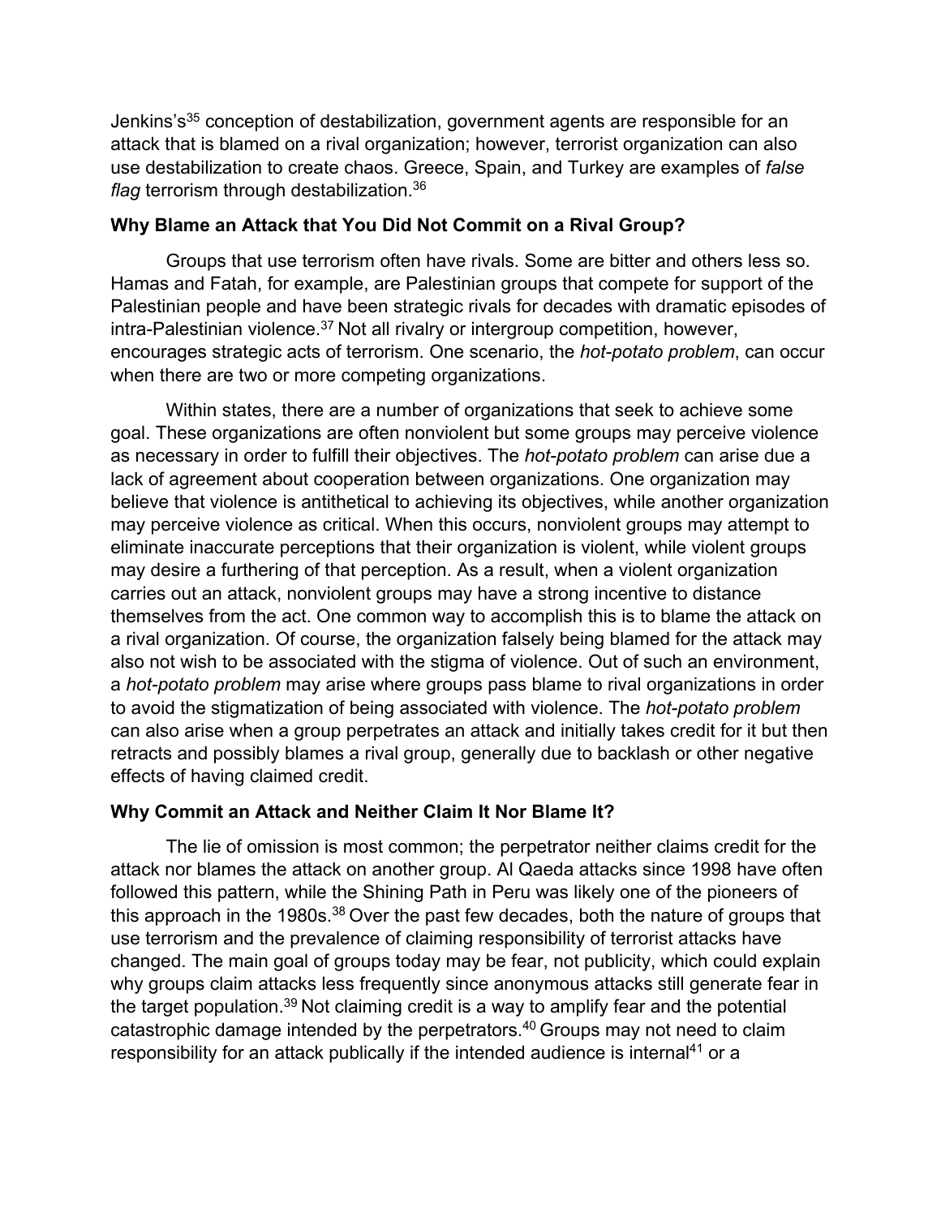Jenkins's[35] conception of destabilization, government agents are responsible for an attack that is blamed on a rival organization; however, terrorist organization can also use destabilization to create chaos. Greece, Spain, and Turkey are examples of *false flag* terrorism through destabilization.[36]

### Why Blame an Attack that You Did Not Commit on a Rival Group?

Groups that use terrorism often have rivals. Some are bitter and others less so. Hamas and Fatah, for example, are Palestinian groups that compete for support of the Palestinian people and have been strategic rivals for decades with dramatic episodes of intra-Palestinian violence.[37] Not all rivalry or intergroup competition, however, encourages strategic acts of terrorism. One scenario, the *hot-potato problem*, can occur when there are two or more competing organizations.

Within states, there are a number of organizations that seek to achieve some goal. These organizations are often nonviolent but some groups may perceive violence as necessary in order to fulfill their objectives. The *hot-potato problem* can arise due a lack of agreement about cooperation between organizations. One organization may believe that violence is antithetical to achieving its objectives, while another organization may perceive violence as critical. When this occurs, nonviolent groups may attempt to eliminate inaccurate perceptions that their organization is violent, while violent groups may desire a furthering of that perception. As a result, when a violent organization carries out an attack, nonviolent groups may have a strong incentive to distance themselves from the act. One common way to accomplish this is to blame the attack on a rival organization. Of course, the organization falsely being blamed for the attack may also not wish to be associated with the stigma of violence. Out of such an environment, a *hot-potato problem* may arise where groups pass blame to rival organizations in order to avoid the stigmatization of being associated with violence. The *hot-potato problem* can also arise when a group perpetrates an attack and initially takes credit for it but then retracts and possibly blames a rival group, generally due to backlash or other negative effects of having claimed credit.

### Why Commit an Attack and Neither Claim It Nor Blame It?

The lie of omission is most common; the perpetrator neither claims credit for the attack nor blames the attack on another group. Al Qaeda attacks since 1998 have often followed this pattern, while the Shining Path in Peru was likely one of the pioneers of this approach in the 1980s.[38] Over the past few decades, both the nature of groups that use terrorism and the prevalence of claiming responsibility of terrorist attacks have changed. The main goal of groups today may be fear, not publicity, which could explain why groups claim attacks less frequently since anonymous attacks still generate fear in the target population.[39] Not claiming credit is a way to amplify fear and the potential catastrophic damage intended by the perpetrators.[40] Groups may not need to claim responsibility for an attack publically if the intended audience is internal[41] or a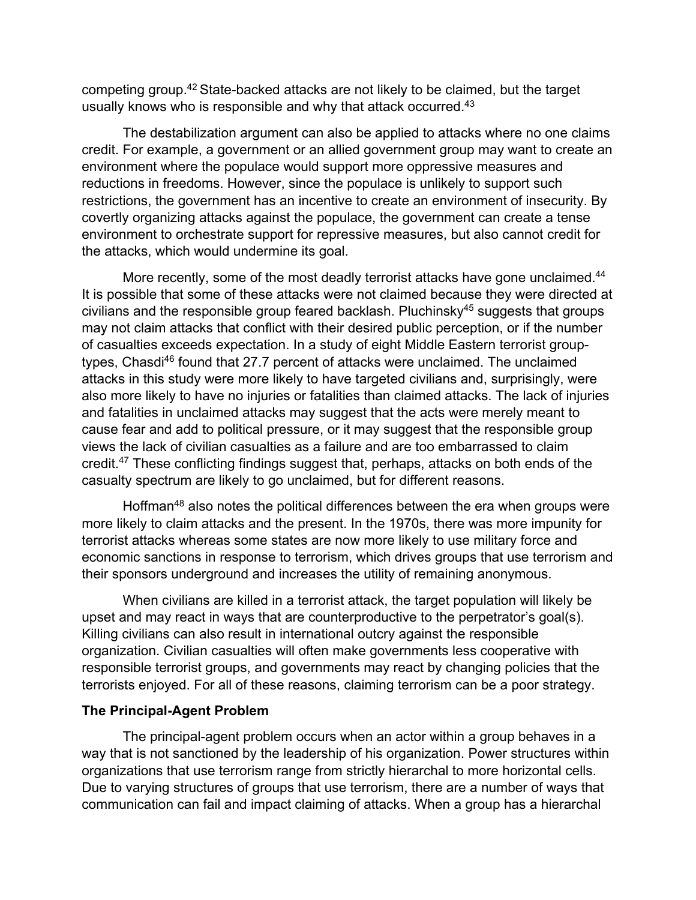competing group.[42] State-backed attacks are not likely to be claimed, but the target usually knows who is responsible and why that attack occurred.[43]

The destabilization argument can also be applied to attacks where no one claims credit. For example, a government or an allied government group may want to create an environment where the populace would support more oppressive measures and reductions in freedoms. However, since the populace is unlikely to support such restrictions, the government has an incentive to create an environment of insecurity. By covertly organizing attacks against the populace, the government can create a tense environment to orchestrate support for repressive measures, but also cannot credit for the attacks, which would undermine its goal.

More recently, some of the most deadly terrorist attacks have gone unclaimed.[44] It is possible that some of these attacks were not claimed because they were directed at civilians and the responsible group feared backlash. Pluchinsky[45] suggests that groups may not claim attacks that conflict with their desired public perception, or if the number of casualties exceeds expectation. In a study of eight Middle Eastern terrorist group-types, Chasdi[46] found that 27.7 percent of attacks were unclaimed. The unclaimed attacks in this study were more likely to have targeted civilians and, surprisingly, were also more likely to have no injuries or fatalities than claimed attacks. The lack of injuries and fatalities in unclaimed attacks may suggest that the acts were merely meant to cause fear and add to political pressure, or it may suggest that the responsible group views the lack of civilian casualties as a failure and are too embarrassed to claim credit.[47] These conflicting findings suggest that, perhaps, attacks on both ends of the casualty spectrum are likely to go unclaimed, but for different reasons.

Hoffman[48] also notes the political differences between the era when groups were more likely to claim attacks and the present. In the 1970s, there was more impunity for terrorist attacks whereas some states are now more likely to use military force and economic sanctions in response to terrorism, which drives groups that use terrorism and their sponsors underground and increases the utility of remaining anonymous.

When civilians are killed in a terrorist attack, the target population will likely be upset and may react in ways that are counterproductive to the perpetrator's goal(s). Killing civilians can also result in international outcry against the responsible organization. Civilian casualties will often make governments less cooperative with responsible terrorist groups, and governments may react by changing policies that the terrorists enjoyed. For all of these reasons, claiming terrorism can be a poor strategy.

### The Principal-Agent Problem

The principal-agent problem occurs when an actor within a group behaves in a way that is not sanctioned by the leadership of his organization. Power structures within organizations that use terrorism range from strictly hierarchal to more horizontal cells. Due to varying structures of groups that use terrorism, there are a number of ways that communication can fail and impact claiming of attacks. When a group has a hierarchal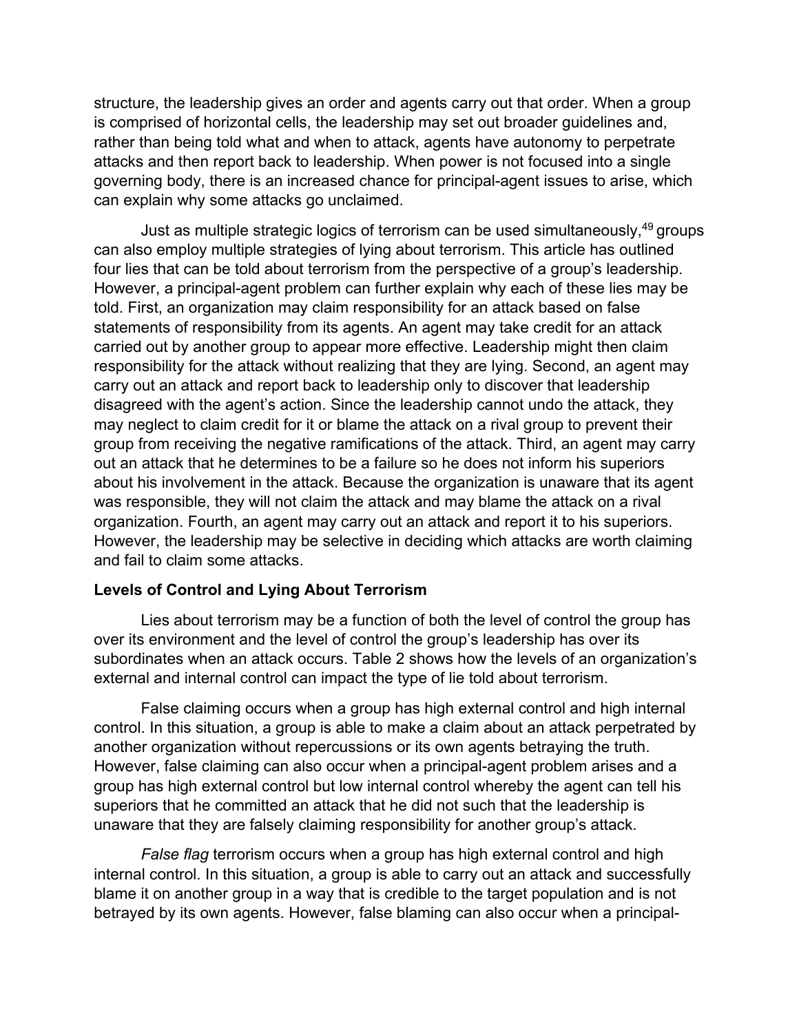structure, the leadership gives an order and agents carry out that order. When a group is comprised of horizontal cells, the leadership may set out broader guidelines and, rather than being told what and when to attack, agents have autonomy to perpetrate attacks and then report back to leadership. When power is not focused into a single governing body, there is an increased chance for principal-agent issues to arise, which can explain why some attacks go unclaimed.

Just as multiple strategic logics of terrorism can be used simultaneously,[49] groups can also employ multiple strategies of lying about terrorism. This article has outlined four lies that can be told about terrorism from the perspective of a group's leadership. However, a principal-agent problem can further explain why each of these lies may be told. First, an organization may claim responsibility for an attack based on false statements of responsibility from its agents. An agent may take credit for an attack carried out by another group to appear more effective. Leadership might then claim responsibility for the attack without realizing that they are lying. Second, an agent may carry out an attack and report back to leadership only to discover that leadership disagreed with the agent's action. Since the leadership cannot undo the attack, they may neglect to claim credit for it or blame the attack on a rival group to prevent their group from receiving the negative ramifications of the attack. Third, an agent may carry out an attack that he determines to be a failure so he does not inform his superiors about his involvement in the attack. Because the organization is unaware that its agent was responsible, they will not claim the attack and may blame the attack on a rival organization. Fourth, an agent may carry out an attack and report it to his superiors. However, the leadership may be selective in deciding which attacks are worth claiming and fail to claim some attacks.

### Levels of Control and Lying About Terrorism

Lies about terrorism may be a function of both the level of control the group has over its environment and the level of control the group's leadership has over its subordinates when an attack occurs. Table 2 shows how the levels of an organization's external and internal control can impact the type of lie told about terrorism.

False claiming occurs when a group has high external control and high internal control. In this situation, a group is able to make a claim about an attack perpetrated by another organization without repercussions or its own agents betraying the truth. However, false claiming can also occur when a principal-agent problem arises and a group has high external control but low internal control whereby the agent can tell his superiors that he committed an attack that he did not such that the leadership is unaware that they are falsely claiming responsibility for another group's attack.

*False flag* terrorism occurs when a group has high external control and high internal control. In this situation, a group is able to carry out an attack and successfully blame it on another group in a way that is credible to the target population and is not betrayed by its own agents. However, false blaming can also occur when a principal-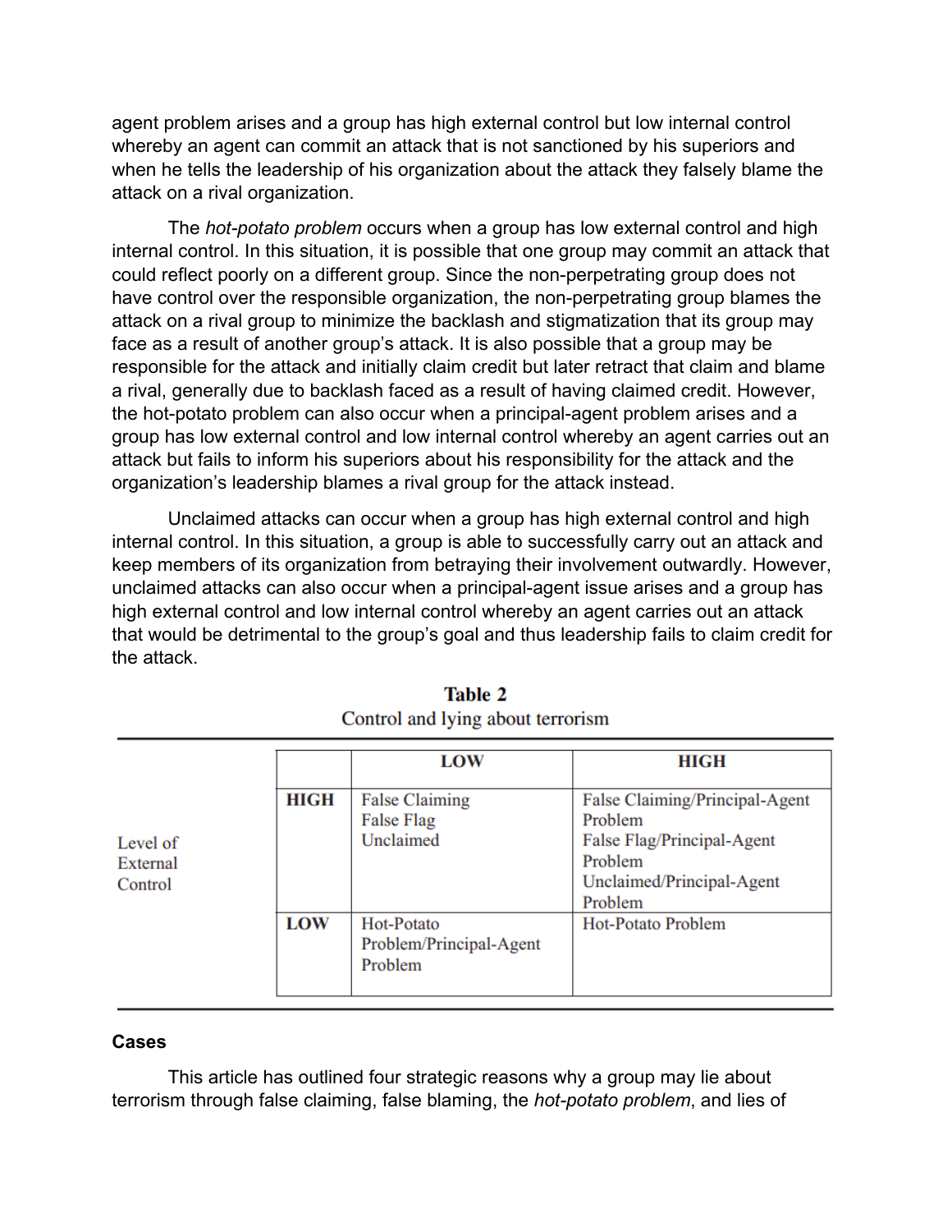agent problem arises and a group has high external control but low internal control whereby an agent can commit an attack that is not sanctioned by his superiors and when he tells the leadership of his organization about the attack they falsely blame the attack on a rival organization.

The *hot-potato problem* occurs when a group has low external control and high internal control. In this situation, it is possible that one group may commit an attack that could reflect poorly on a different group. Since the non-perpetrating group does not have control over the responsible organization, the non-perpetrating group blames the attack on a rival group to minimize the backlash and stigmatization that its group may face as a result of another group's attack. It is also possible that a group may be responsible for the attack and initially claim credit but later retract that claim and blame a rival, generally due to backlash faced as a result of having claimed credit. However, the hot-potato problem can also occur when a principal-agent problem arises and a group has low external control and low internal control whereby an agent carries out an attack but fails to inform his superiors about his responsibility for the attack and the organization's leadership blames a rival group for the attack instead.

Unclaimed attacks can occur when a group has high external control and high internal control. In this situation, a group is able to successfully carry out an attack and keep members of its organization from betraying their involvement outwardly. However, unclaimed attacks can also occur when a principal-agent issue arises and a group has high external control and low internal control whereby an agent carries out an attack that would be detrimental to the group's goal and thus leadership fails to claim credit for the attack.

**Table 2**
Control and lying about terrorism

| | | LOW | HIGH |
|---|---|---|---|
| Level of External Control | HIGH | False Claiming<br>False Flag<br>Unclaimed | False Claiming/Principal-Agent Problem<br>False Flag/Principal-Agent Problem<br>Unclaimed/Principal-Agent Problem |
| | LOW | Hot-Potato Problem/Principal-Agent Problem | Hot-Potato Problem |

**Cases**

This article has outlined four strategic reasons why a group may lie about terrorism through false claiming, false blaming, the *hot-potato problem*, and lies of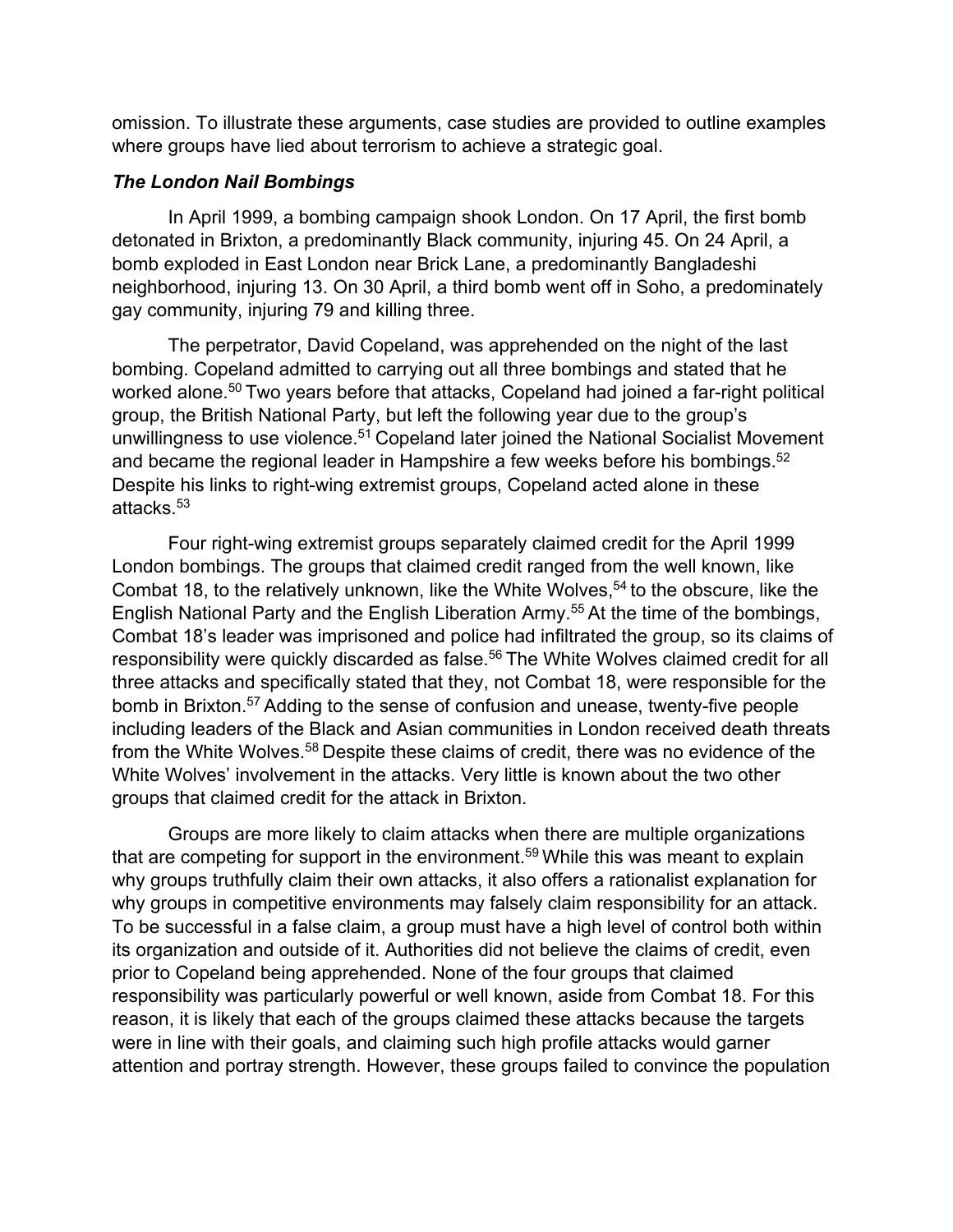omission. To illustrate these arguments, case studies are provided to outline examples where groups have lied about terrorism to achieve a strategic goal.

### *The London Nail Bombings*

In April 1999, a bombing campaign shook London. On 17 April, the first bomb detonated in Brixton, a predominantly Black community, injuring 45. On 24 April, a bomb exploded in East London near Brick Lane, a predominantly Bangladeshi neighborhood, injuring 13. On 30 April, a third bomb went off in Soho, a predominately gay community, injuring 79 and killing three.

The perpetrator, David Copeland, was apprehended on the night of the last bombing. Copeland admitted to carrying out all three bombings and stated that he worked alone.[50] Two years before that attacks, Copeland had joined a far-right political group, the British National Party, but left the following year due to the group's unwillingness to use violence.[51] Copeland later joined the National Socialist Movement and became the regional leader in Hampshire a few weeks before his bombings.[52] Despite his links to right-wing extremist groups, Copeland acted alone in these attacks.[53]

Four right-wing extremist groups separately claimed credit for the April 1999 London bombings. The groups that claimed credit ranged from the well known, like Combat 18, to the relatively unknown, like the White Wolves,[54] to the obscure, like the English National Party and the English Liberation Army.[55] At the time of the bombings, Combat 18's leader was imprisoned and police had infiltrated the group, so its claims of responsibility were quickly discarded as false.[56] The White Wolves claimed credit for all three attacks and specifically stated that they, not Combat 18, were responsible for the bomb in Brixton.[57] Adding to the sense of confusion and unease, twenty-five people including leaders of the Black and Asian communities in London received death threats from the White Wolves.[58] Despite these claims of credit, there was no evidence of the White Wolves' involvement in the attacks. Very little is known about the two other groups that claimed credit for the attack in Brixton.

Groups are more likely to claim attacks when there are multiple organizations that are competing for support in the environment.[59] While this was meant to explain why groups truthfully claim their own attacks, it also offers a rationalist explanation for why groups in competitive environments may falsely claim responsibility for an attack. To be successful in a false claim, a group must have a high level of control both within its organization and outside of it. Authorities did not believe the claims of credit, even prior to Copeland being apprehended. None of the four groups that claimed responsibility was particularly powerful or well known, aside from Combat 18. For this reason, it is likely that each of the groups claimed these attacks because the targets were in line with their goals, and claiming such high profile attacks would garner attention and portray strength. However, these groups failed to convince the population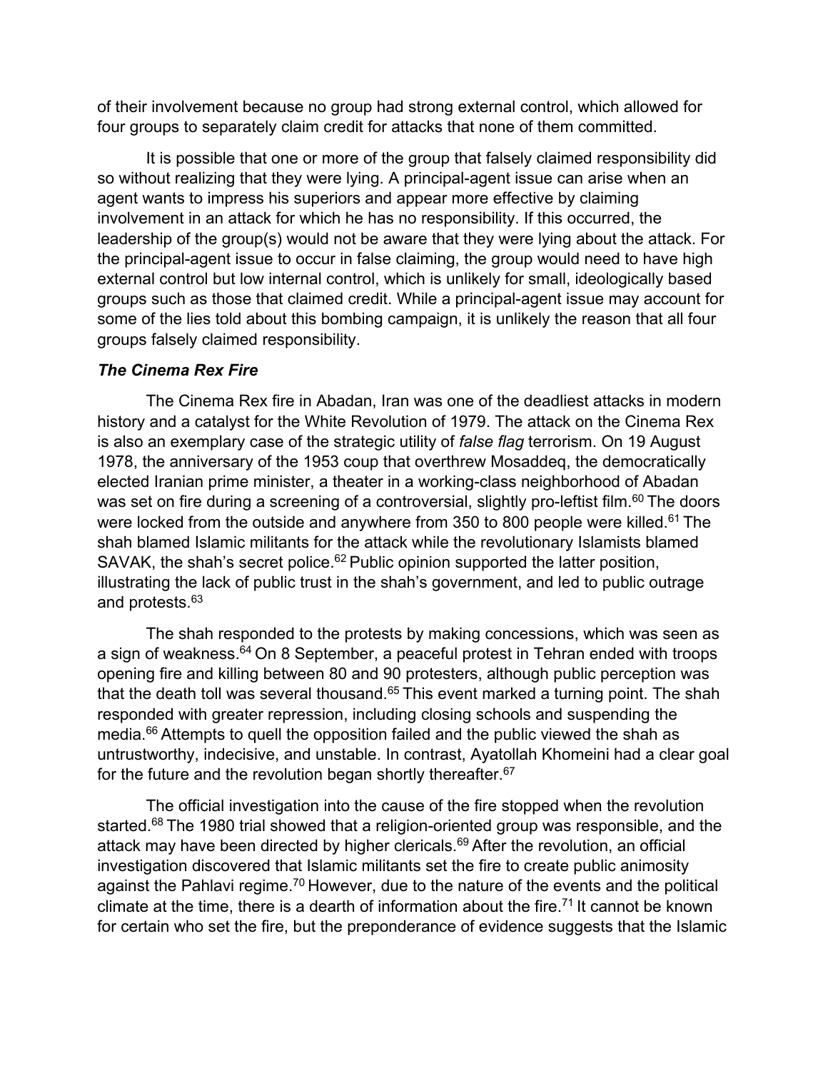of their involvement because no group had strong external control, which allowed for four groups to separately claim credit for attacks that none of them committed.

It is possible that one or more of the group that falsely claimed responsibility did so without realizing that they were lying. A principal-agent issue can arise when an agent wants to impress his superiors and appear more effective by claiming involvement in an attack for which he has no responsibility. If this occurred, the leadership of the group(s) would not be aware that they were lying about the attack. For the principal-agent issue to occur in false claiming, the group would need to have high external control but low internal control, which is unlikely for small, ideologically based groups such as those that claimed credit. While a principal-agent issue may account for some of the lies told about this bombing campaign, it is unlikely the reason that all four groups falsely claimed responsibility.

***The Cinema Rex Fire***

The Cinema Rex fire in Abadan, Iran was one of the deadliest attacks in modern history and a catalyst for the White Revolution of 1979. The attack on the Cinema Rex is also an exemplary case of the strategic utility of *false flag* terrorism. On 19 August 1978, the anniversary of the 1953 coup that overthrew Mosaddeq, the democratically elected Iranian prime minister, a theater in a working-class neighborhood of Abadan was set on fire during a screening of a controversial, slightly pro-leftist film.[60] The doors were locked from the outside and anywhere from 350 to 800 people were killed.[61] The shah blamed Islamic militants for the attack while the revolutionary Islamists blamed SAVAK, the shah's secret police.[62] Public opinion supported the latter position, illustrating the lack of public trust in the shah's government, and led to public outrage and protests.[63]

The shah responded to the protests by making concessions, which was seen as a sign of weakness.[64] On 8 September, a peaceful protest in Tehran ended with troops opening fire and killing between 80 and 90 protesters, although public perception was that the death toll was several thousand.[65] This event marked a turning point. The shah responded with greater repression, including closing schools and suspending the media.[66] Attempts to quell the opposition failed and the public viewed the shah as untrustworthy, indecisive, and unstable. In contrast, Ayatollah Khomeini had a clear goal for the future and the revolution began shortly thereafter.[67]

The official investigation into the cause of the fire stopped when the revolution started.[68] The 1980 trial showed that a religion-oriented group was responsible, and the attack may have been directed by higher clericals.[69] After the revolution, an official investigation discovered that Islamic militants set the fire to create public animosity against the Pahlavi regime.[70] However, due to the nature of the events and the political climate at the time, there is a dearth of information about the fire.[71] It cannot be known for certain who set the fire, but the preponderance of evidence suggests that the Islamic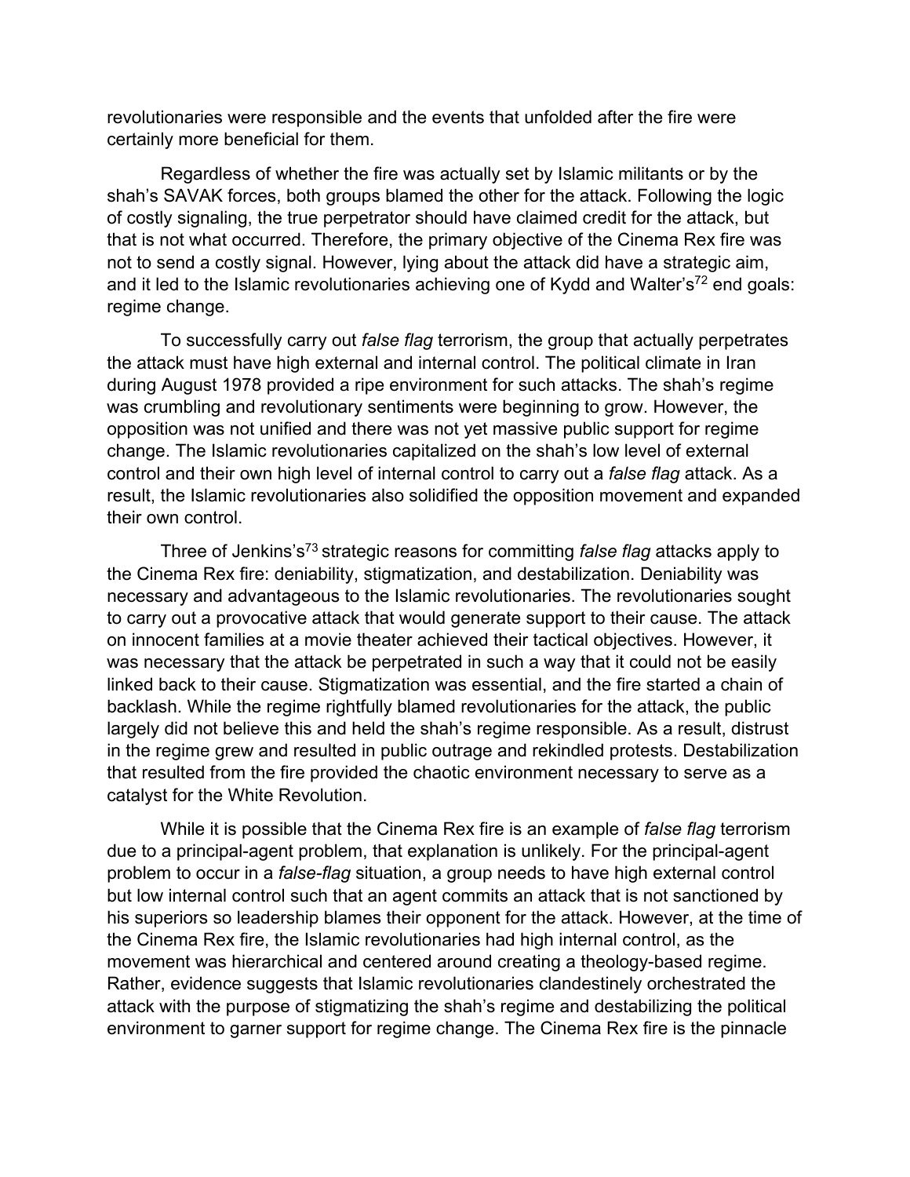revolutionaries were responsible and the events that unfolded after the fire were certainly more beneficial for them.

Regardless of whether the fire was actually set by Islamic militants or by the shah's SAVAK forces, both groups blamed the other for the attack. Following the logic of costly signaling, the true perpetrator should have claimed credit for the attack, but that is not what occurred. Therefore, the primary objective of the Cinema Rex fire was not to send a costly signal. However, lying about the attack did have a strategic aim, and it led to the Islamic revolutionaries achieving one of Kydd and Walter's[72] end goals: regime change.

To successfully carry out *false flag* terrorism, the group that actually perpetrates the attack must have high external and internal control. The political climate in Iran during August 1978 provided a ripe environment for such attacks. The shah's regime was crumbling and revolutionary sentiments were beginning to grow. However, the opposition was not unified and there was not yet massive public support for regime change. The Islamic revolutionaries capitalized on the shah's low level of external control and their own high level of internal control to carry out a *false flag* attack. As a result, the Islamic revolutionaries also solidified the opposition movement and expanded their own control.

Three of Jenkins's[73] strategic reasons for committing *false flag* attacks apply to the Cinema Rex fire: deniability, stigmatization, and destabilization. Deniability was necessary and advantageous to the Islamic revolutionaries. The revolutionaries sought to carry out a provocative attack that would generate support to their cause. The attack on innocent families at a movie theater achieved their tactical objectives. However, it was necessary that the attack be perpetrated in such a way that it could not be easily linked back to their cause. Stigmatization was essential, and the fire started a chain of backlash. While the regime rightfully blamed revolutionaries for the attack, the public largely did not believe this and held the shah's regime responsible. As a result, distrust in the regime grew and resulted in public outrage and rekindled protests. Destabilization that resulted from the fire provided the chaotic environment necessary to serve as a catalyst for the White Revolution.

While it is possible that the Cinema Rex fire is an example of *false flag* terrorism due to a principal-agent problem, that explanation is unlikely. For the principal-agent problem to occur in a *false-flag* situation, a group needs to have high external control but low internal control such that an agent commits an attack that is not sanctioned by his superiors so leadership blames their opponent for the attack. However, at the time of the Cinema Rex fire, the Islamic revolutionaries had high internal control, as the movement was hierarchical and centered around creating a theology-based regime. Rather, evidence suggests that Islamic revolutionaries clandestinely orchestrated the attack with the purpose of stigmatizing the shah's regime and destabilizing the political environment to garner support for regime change. The Cinema Rex fire is the pinnacle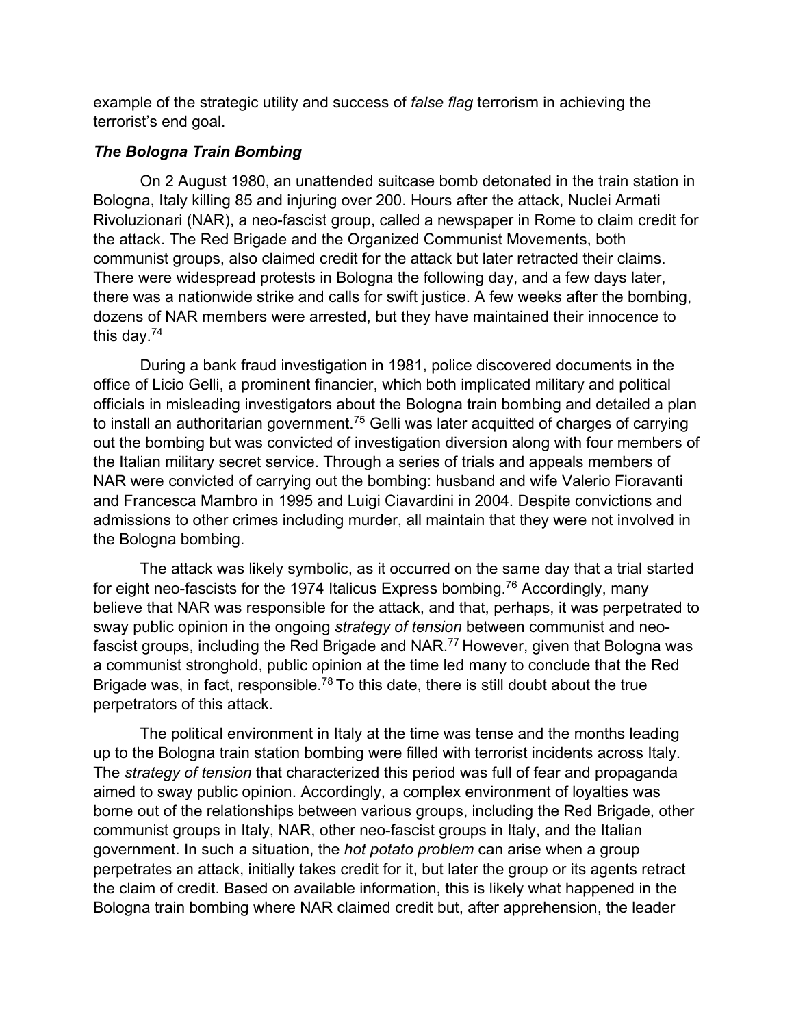example of the strategic utility and success of *false flag* terrorism in achieving the terrorist's end goal.

### *The Bologna Train Bombing*

On 2 August 1980, an unattended suitcase bomb detonated in the train station in Bologna, Italy killing 85 and injuring over 200. Hours after the attack, Nuclei Armati Rivoluzionari (NAR), a neo-fascist group, called a newspaper in Rome to claim credit for the attack. The Red Brigade and the Organized Communist Movements, both communist groups, also claimed credit for the attack but later retracted their claims. There were widespread protests in Bologna the following day, and a few days later, there was a nationwide strike and calls for swift justice. A few weeks after the bombing, dozens of NAR members were arrested, but they have maintained their innocence to this day.[74]

During a bank fraud investigation in 1981, police discovered documents in the office of Licio Gelli, a prominent financier, which both implicated military and political officials in misleading investigators about the Bologna train bombing and detailed a plan to install an authoritarian government.[75] Gelli was later acquitted of charges of carrying out the bombing but was convicted of investigation diversion along with four members of the Italian military secret service. Through a series of trials and appeals members of NAR were convicted of carrying out the bombing: husband and wife Valerio Fioravanti and Francesca Mambro in 1995 and Luigi Ciavardini in 2004. Despite convictions and admissions to other crimes including murder, all maintain that they were not involved in the Bologna bombing.

The attack was likely symbolic, as it occurred on the same day that a trial started for eight neo-fascists for the 1974 Italicus Express bombing.[76] Accordingly, many believe that NAR was responsible for the attack, and that, perhaps, it was perpetrated to sway public opinion in the ongoing *strategy of tension* between communist and neo-fascist groups, including the Red Brigade and NAR.[77] However, given that Bologna was a communist stronghold, public opinion at the time led many to conclude that the Red Brigade was, in fact, responsible.[78] To this date, there is still doubt about the true perpetrators of this attack.

The political environment in Italy at the time was tense and the months leading up to the Bologna train station bombing were filled with terrorist incidents across Italy. The *strategy of tension* that characterized this period was full of fear and propaganda aimed to sway public opinion. Accordingly, a complex environment of loyalties was borne out of the relationships between various groups, including the Red Brigade, other communist groups in Italy, NAR, other neo-fascist groups in Italy, and the Italian government. In such a situation, the *hot potato problem* can arise when a group perpetrates an attack, initially takes credit for it, but later the group or its agents retract the claim of credit. Based on available information, this is likely what happened in the Bologna train bombing where NAR claimed credit but, after apprehension, the leader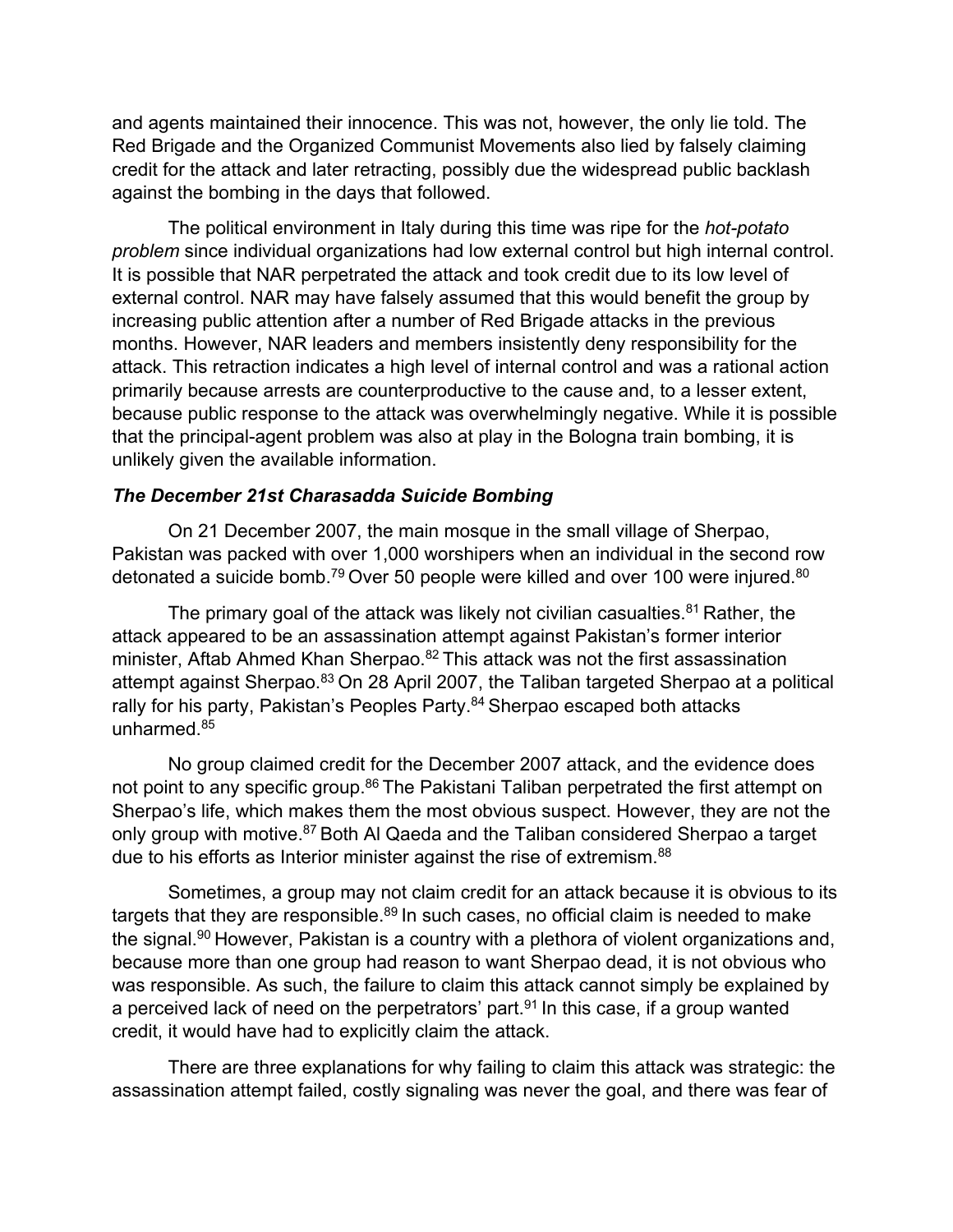and agents maintained their innocence. This was not, however, the only lie told. The Red Brigade and the Organized Communist Movements also lied by falsely claiming credit for the attack and later retracting, possibly due the widespread public backlash against the bombing in the days that followed.

The political environment in Italy during this time was ripe for the *hot-potato problem* since individual organizations had low external control but high internal control. It is possible that NAR perpetrated the attack and took credit due to its low level of external control. NAR may have falsely assumed that this would benefit the group by increasing public attention after a number of Red Brigade attacks in the previous months. However, NAR leaders and members insistently deny responsibility for the attack. This retraction indicates a high level of internal control and was a rational action primarily because arrests are counterproductive to the cause and, to a lesser extent, because public response to the attack was overwhelmingly negative. While it is possible that the principal-agent problem was also at play in the Bologna train bombing, it is unlikely given the available information.

### ***The December 21st Charasadda Suicide Bombing***

On 21 December 2007, the main mosque in the small village of Sherpao, Pakistan was packed with over 1,000 worshipers when an individual in the second row detonated a suicide bomb.[79] Over 50 people were killed and over 100 were injured.[80]

The primary goal of the attack was likely not civilian casualties.[81] Rather, the attack appeared to be an assassination attempt against Pakistan's former interior minister, Aftab Ahmed Khan Sherpao.[82] This attack was not the first assassination attempt against Sherpao.[83] On 28 April 2007, the Taliban targeted Sherpao at a political rally for his party, Pakistan's Peoples Party.[84] Sherpao escaped both attacks unharmed.[85]

No group claimed credit for the December 2007 attack, and the evidence does not point to any specific group.[86] The Pakistani Taliban perpetrated the first attempt on Sherpao's life, which makes them the most obvious suspect. However, they are not the only group with motive.[87] Both Al Qaeda and the Taliban considered Sherpao a target due to his efforts as Interior minister against the rise of extremism.[88]

Sometimes, a group may not claim credit for an attack because it is obvious to its targets that they are responsible.[89] In such cases, no official claim is needed to make the signal.[90] However, Pakistan is a country with a plethora of violent organizations and, because more than one group had reason to want Sherpao dead, it is not obvious who was responsible. As such, the failure to claim this attack cannot simply be explained by a perceived lack of need on the perpetrators' part.[91] In this case, if a group wanted credit, it would have had to explicitly claim the attack.

There are three explanations for why failing to claim this attack was strategic: the assassination attempt failed, costly signaling was never the goal, and there was fear of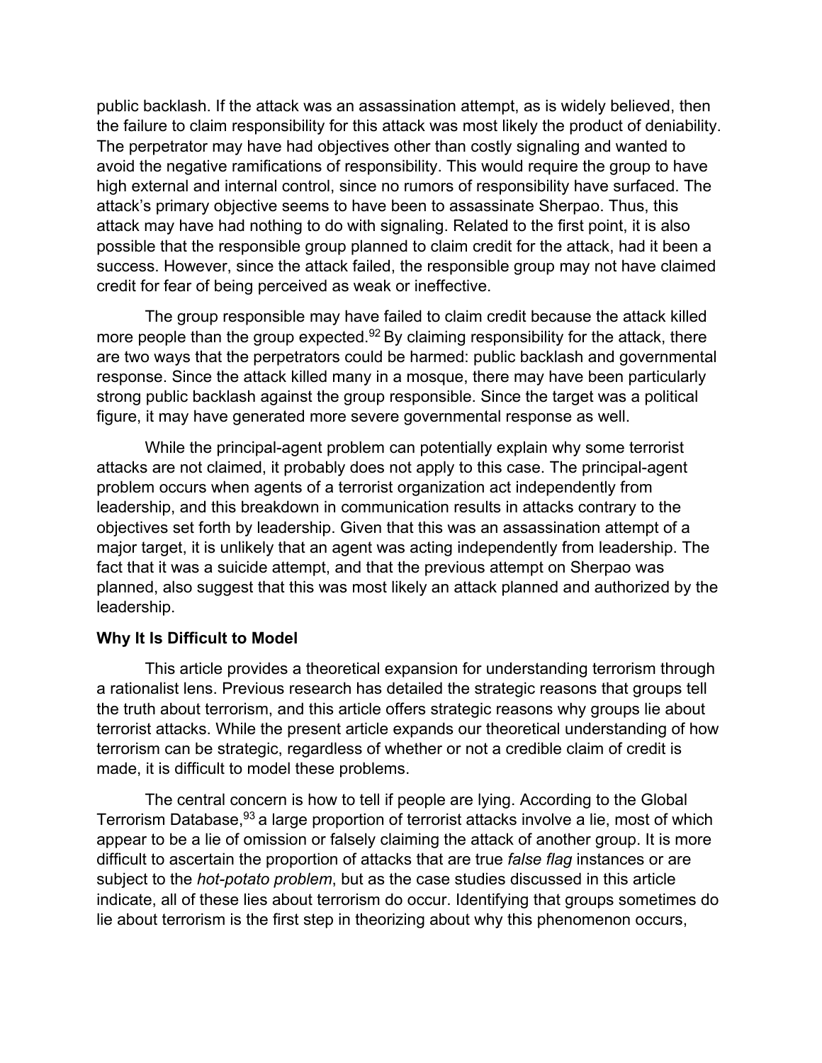public backlash. If the attack was an assassination attempt, as is widely believed, then the failure to claim responsibility for this attack was most likely the product of deniability. The perpetrator may have had objectives other than costly signaling and wanted to avoid the negative ramifications of responsibility. This would require the group to have high external and internal control, since no rumors of responsibility have surfaced. The attack's primary objective seems to have been to assassinate Sherpao. Thus, this attack may have had nothing to do with signaling. Related to the first point, it is also possible that the responsible group planned to claim credit for the attack, had it been a success. However, since the attack failed, the responsible group may not have claimed credit for fear of being perceived as weak or ineffective.

The group responsible may have failed to claim credit because the attack killed more people than the group expected.[92] By claiming responsibility for the attack, there are two ways that the perpetrators could be harmed: public backlash and governmental response. Since the attack killed many in a mosque, there may have been particularly strong public backlash against the group responsible. Since the target was a political figure, it may have generated more severe governmental response as well.

While the principal-agent problem can potentially explain why some terrorist attacks are not claimed, it probably does not apply to this case. The principal-agent problem occurs when agents of a terrorist organization act independently from leadership, and this breakdown in communication results in attacks contrary to the objectives set forth by leadership. Given that this was an assassination attempt of a major target, it is unlikely that an agent was acting independently from leadership. The fact that it was a suicide attempt, and that the previous attempt on Sherpao was planned, also suggest that this was most likely an attack planned and authorized by the leadership.

**Why It Is Difficult to Model**

This article provides a theoretical expansion for understanding terrorism through a rationalist lens. Previous research has detailed the strategic reasons that groups tell the truth about terrorism, and this article offers strategic reasons why groups lie about terrorist attacks. While the present article expands our theoretical understanding of how terrorism can be strategic, regardless of whether or not a credible claim of credit is made, it is difficult to model these problems.

The central concern is how to tell if people are lying. According to the Global Terrorism Database,[93] a large proportion of terrorist attacks involve a lie, most of which appear to be a lie of omission or falsely claiming the attack of another group. It is more difficult to ascertain the proportion of attacks that are true *false flag* instances or are subject to the *hot-potato problem*, but as the case studies discussed in this article indicate, all of these lies about terrorism do occur. Identifying that groups sometimes do lie about terrorism is the first step in theorizing about why this phenomenon occurs,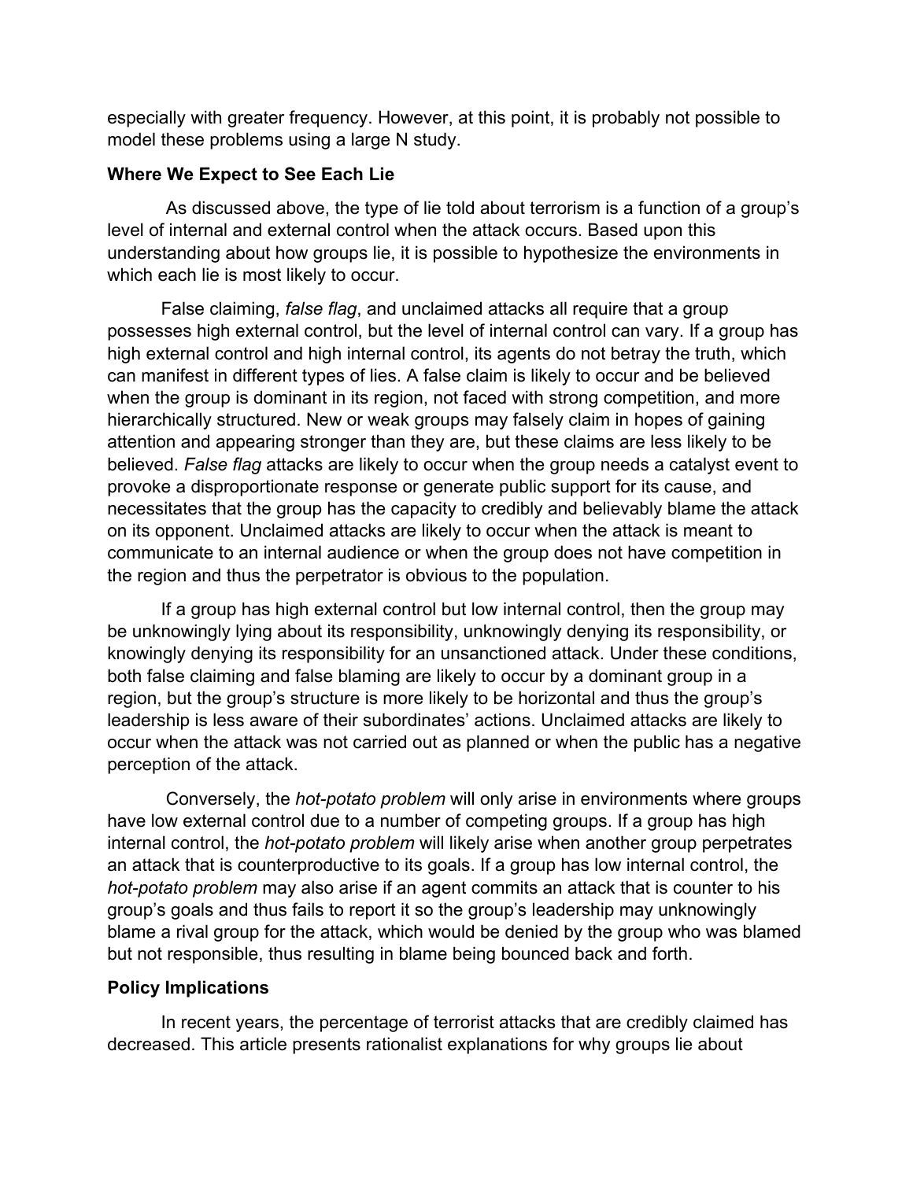especially with greater frequency. However, at this point, it is probably not possible to model these problems using a large N study.

**Where We Expect to See Each Lie**

As discussed above, the type of lie told about terrorism is a function of a group's level of internal and external control when the attack occurs. Based upon this understanding about how groups lie, it is possible to hypothesize the environments in which each lie is most likely to occur.

False claiming, *false flag*, and unclaimed attacks all require that a group possesses high external control, but the level of internal control can vary. If a group has high external control and high internal control, its agents do not betray the truth, which can manifest in different types of lies. A false claim is likely to occur and be believed when the group is dominant in its region, not faced with strong competition, and more hierarchically structured. New or weak groups may falsely claim in hopes of gaining attention and appearing stronger than they are, but these claims are less likely to be believed. *False flag* attacks are likely to occur when the group needs a catalyst event to provoke a disproportionate response or generate public support for its cause, and necessitates that the group has the capacity to credibly and believably blame the attack on its opponent. Unclaimed attacks are likely to occur when the attack is meant to communicate to an internal audience or when the group does not have competition in the region and thus the perpetrator is obvious to the population.

If a group has high external control but low internal control, then the group may be unknowingly lying about its responsibility, unknowingly denying its responsibility, or knowingly denying its responsibility for an unsanctioned attack. Under these conditions, both false claiming and false blaming are likely to occur by a dominant group in a region, but the group's structure is more likely to be horizontal and thus the group's leadership is less aware of their subordinates' actions. Unclaimed attacks are likely to occur when the attack was not carried out as planned or when the public has a negative perception of the attack.

Conversely, the *hot-potato problem* will only arise in environments where groups have low external control due to a number of competing groups. If a group has high internal control, the *hot-potato problem* will likely arise when another group perpetrates an attack that is counterproductive to its goals. If a group has low internal control, the *hot-potato problem* may also arise if an agent commits an attack that is counter to his group's goals and thus fails to report it so the group's leadership may unknowingly blame a rival group for the attack, which would be denied by the group who was blamed but not responsible, thus resulting in blame being bounced back and forth.

**Policy Implications**

In recent years, the percentage of terrorist attacks that are credibly claimed has decreased. This article presents rationalist explanations for why groups lie about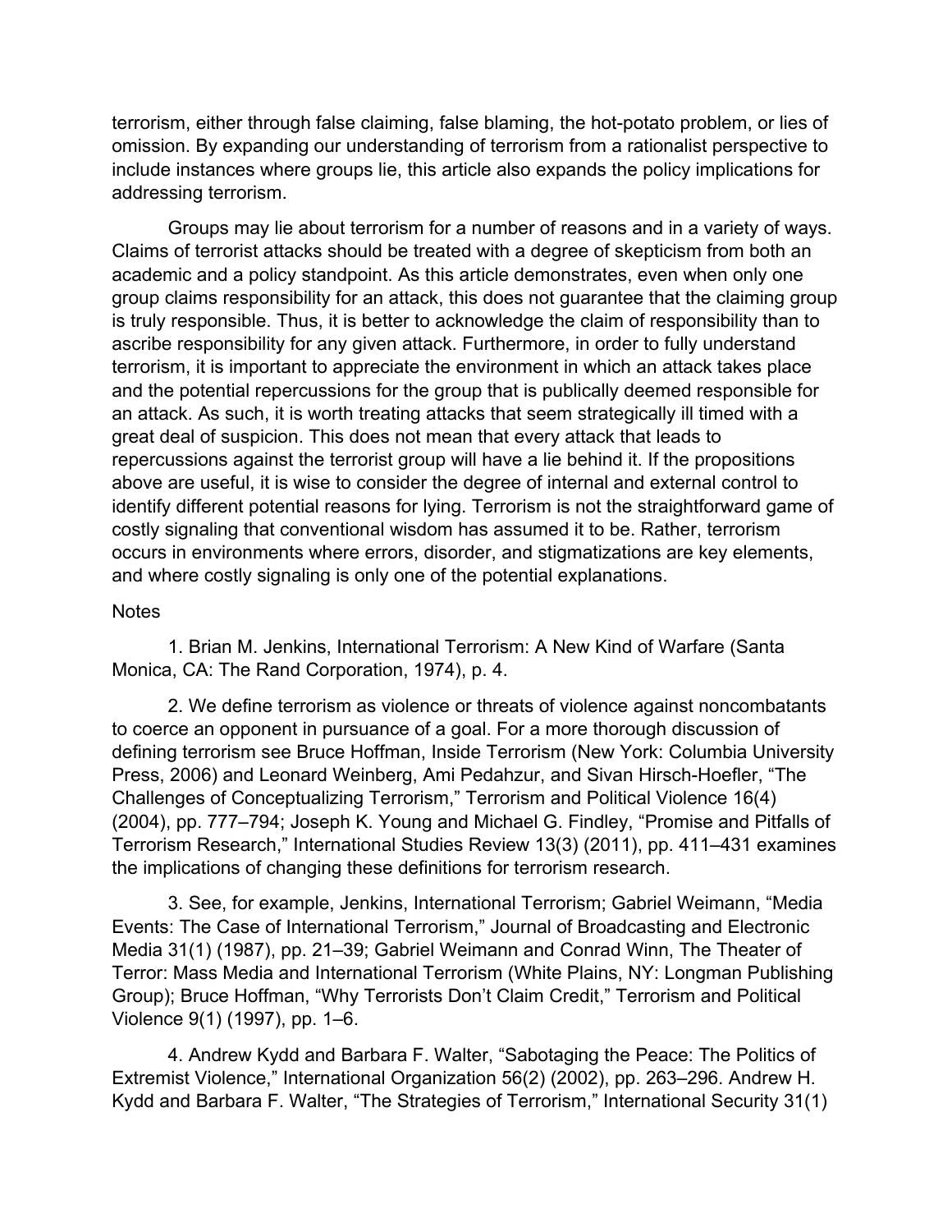terrorism, either through false claiming, false blaming, the hot-potato problem, or lies of omission. By expanding our understanding of terrorism from a rationalist perspective to include instances where groups lie, this article also expands the policy implications for addressing terrorism.

Groups may lie about terrorism for a number of reasons and in a variety of ways. Claims of terrorist attacks should be treated with a degree of skepticism from both an academic and a policy standpoint. As this article demonstrates, even when only one group claims responsibility for an attack, this does not guarantee that the claiming group is truly responsible. Thus, it is better to acknowledge the claim of responsibility than to ascribe responsibility for any given attack. Furthermore, in order to fully understand terrorism, it is important to appreciate the environment in which an attack takes place and the potential repercussions for the group that is publically deemed responsible for an attack. As such, it is worth treating attacks that seem strategically ill timed with a great deal of suspicion. This does not mean that every attack that leads to repercussions against the terrorist group will have a lie behind it. If the propositions above are useful, it is wise to consider the degree of internal and external control to identify different potential reasons for lying. Terrorism is not the straightforward game of costly signaling that conventional wisdom has assumed it to be. Rather, terrorism occurs in environments where errors, disorder, and stigmatizations are key elements, and where costly signaling is only one of the potential explanations.

Notes

1. Brian M. Jenkins, International Terrorism: A New Kind of Warfare (Santa Monica, CA: The Rand Corporation, 1974), p. 4.

2. We define terrorism as violence or threats of violence against noncombatants to coerce an opponent in pursuance of a goal. For a more thorough discussion of defining terrorism see Bruce Hoffman, Inside Terrorism (New York: Columbia University Press, 2006) and Leonard Weinberg, Ami Pedahzur, and Sivan Hirsch-Hoefler, "The Challenges of Conceptualizing Terrorism," Terrorism and Political Violence 16(4) (2004), pp. 777–794; Joseph K. Young and Michael G. Findley, "Promise and Pitfalls of Terrorism Research," International Studies Review 13(3) (2011), pp. 411–431 examines the implications of changing these definitions for terrorism research.

3. See, for example, Jenkins, International Terrorism; Gabriel Weimann, "Media Events: The Case of International Terrorism," Journal of Broadcasting and Electronic Media 31(1) (1987), pp. 21–39; Gabriel Weimann and Conrad Winn, The Theater of Terror: Mass Media and International Terrorism (White Plains, NY: Longman Publishing Group); Bruce Hoffman, "Why Terrorists Don't Claim Credit," Terrorism and Political Violence 9(1) (1997), pp. 1–6.

4. Andrew Kydd and Barbara F. Walter, "Sabotaging the Peace: The Politics of Extremist Violence," International Organization 56(2) (2002), pp. 263–296. Andrew H. Kydd and Barbara F. Walter, "The Strategies of Terrorism," International Security 31(1)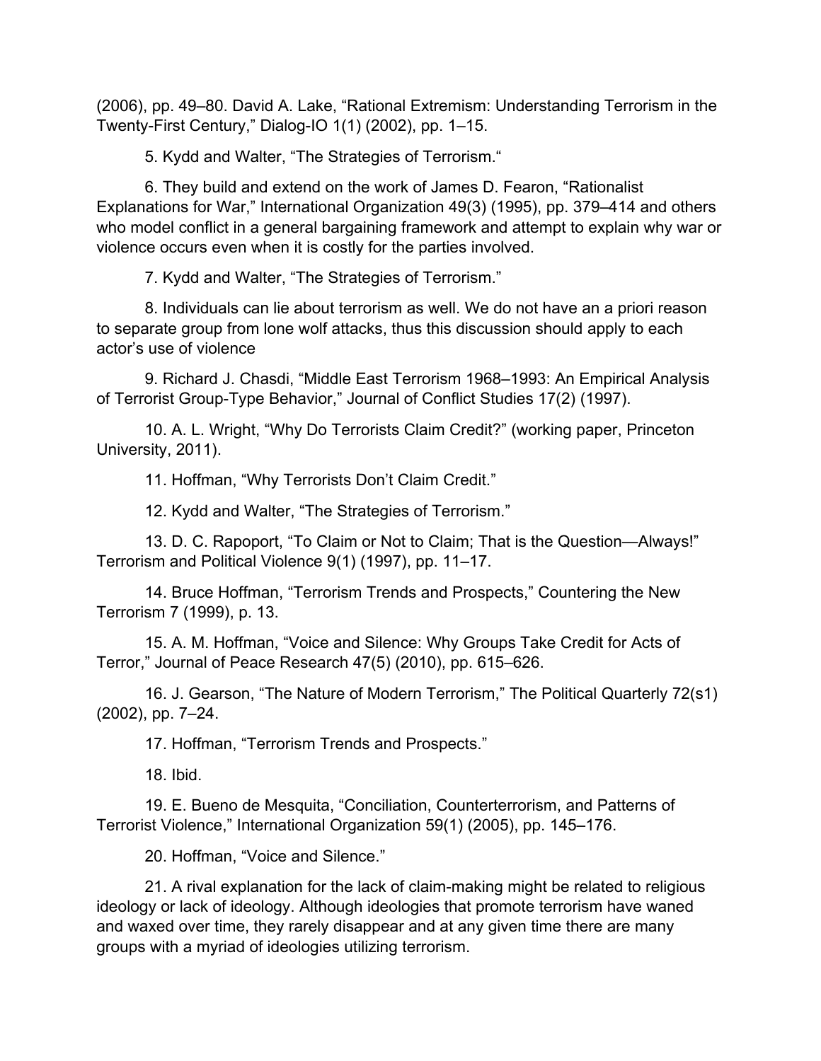(2006), pp. 49–80. David A. Lake, “Rational Extremism: Understanding Terrorism in the Twenty-First Century,” Dialog-IO 1(1) (2002), pp. 1–15.

5. Kydd and Walter, “The Strategies of Terrorism.“

6. They build and extend on the work of James D. Fearon, “Rationalist Explanations for War,” International Organization 49(3) (1995), pp. 379–414 and others who model conflict in a general bargaining framework and attempt to explain why war or violence occurs even when it is costly for the parties involved.

7. Kydd and Walter, “The Strategies of Terrorism.”

8. Individuals can lie about terrorism as well. We do not have an a priori reason to separate group from lone wolf attacks, thus this discussion should apply to each actor’s use of violence

9. Richard J. Chasdi, “Middle East Terrorism 1968–1993: An Empirical Analysis of Terrorist Group-Type Behavior,” Journal of Conflict Studies 17(2) (1997).

10. A. L. Wright, “Why Do Terrorists Claim Credit?” (working paper, Princeton University, 2011).

11. Hoffman, “Why Terrorists Don’t Claim Credit.”

12. Kydd and Walter, “The Strategies of Terrorism.”

13. D. C. Rapoport, “To Claim or Not to Claim; That is the Question—Always!” Terrorism and Political Violence 9(1) (1997), pp. 11–17.

14. Bruce Hoffman, “Terrorism Trends and Prospects,” Countering the New Terrorism 7 (1999), p. 13.

15. A. M. Hoffman, “Voice and Silence: Why Groups Take Credit for Acts of Terror,” Journal of Peace Research 47(5) (2010), pp. 615–626.

16. J. Gearson, “The Nature of Modern Terrorism,” The Political Quarterly 72(s1) (2002), pp. 7–24.

17. Hoffman, “Terrorism Trends and Prospects.”

18. Ibid.

19. E. Bueno de Mesquita, “Conciliation, Counterterrorism, and Patterns of Terrorist Violence,” International Organization 59(1) (2005), pp. 145–176.

20. Hoffman, “Voice and Silence.”

21. A rival explanation for the lack of claim-making might be related to religious ideology or lack of ideology. Although ideologies that promote terrorism have waned and waxed over time, they rarely disappear and at any given time there are many groups with a myriad of ideologies utilizing terrorism.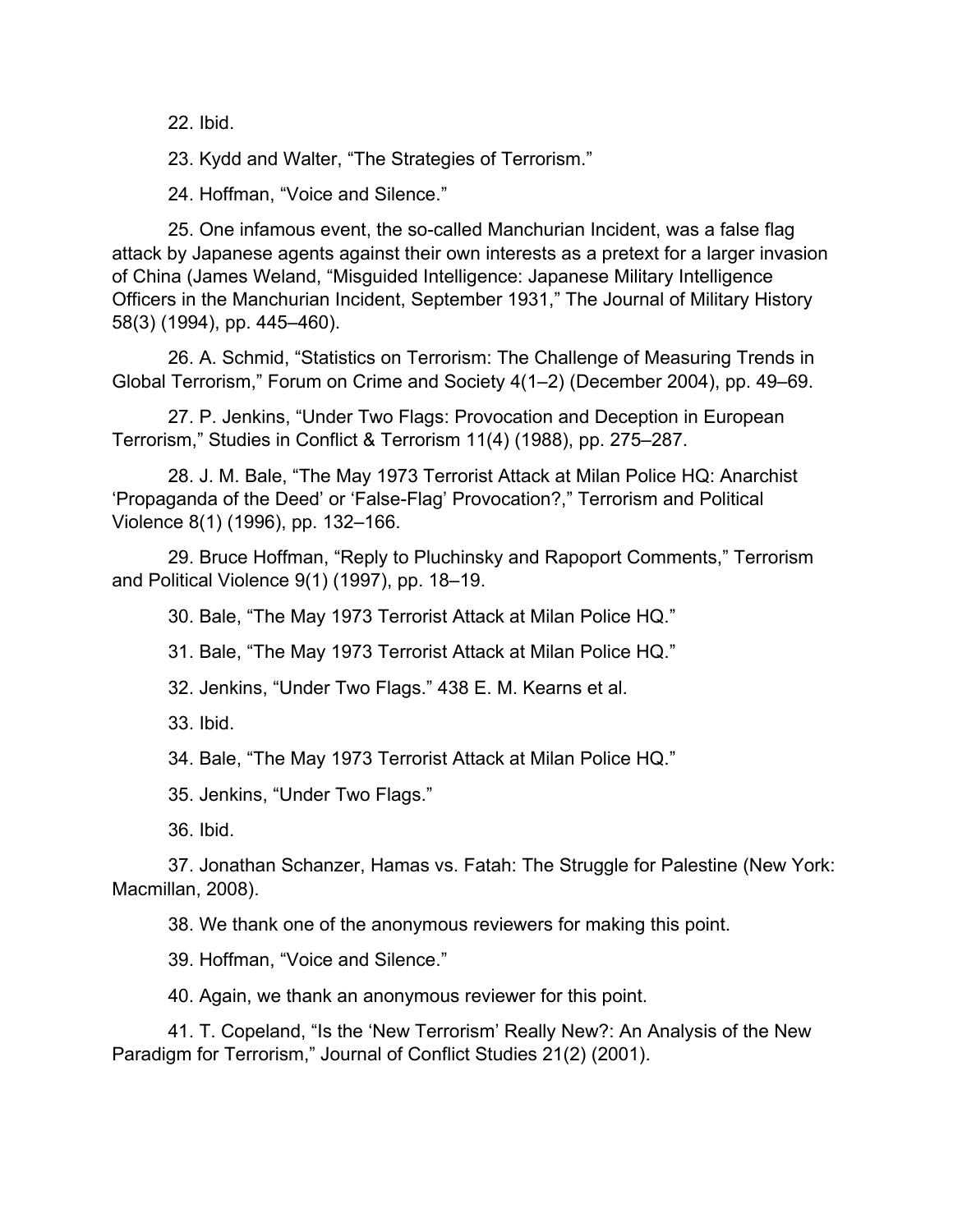22. Ibid.

23. Kydd and Walter, “The Strategies of Terrorism.”

24. Hoffman, “Voice and Silence.”

25. One infamous event, the so-called Manchurian Incident, was a false flag attack by Japanese agents against their own interests as a pretext for a larger invasion of China (James Weland, “Misguided Intelligence: Japanese Military Intelligence Officers in the Manchurian Incident, September 1931,” The Journal of Military History 58(3) (1994), pp. 445–460).

26. A. Schmid, “Statistics on Terrorism: The Challenge of Measuring Trends in Global Terrorism,” Forum on Crime and Society 4(1–2) (December 2004), pp. 49–69.

27. P. Jenkins, “Under Two Flags: Provocation and Deception in European Terrorism,” Studies in Conflict & Terrorism 11(4) (1988), pp. 275–287.

28. J. M. Bale, “The May 1973 Terrorist Attack at Milan Police HQ: Anarchist ‘Propaganda of the Deed’ or ‘False-Flag’ Provocation?,” Terrorism and Political Violence 8(1) (1996), pp. 132–166.

29. Bruce Hoffman, “Reply to Pluchinsky and Rapoport Comments,” Terrorism and Political Violence 9(1) (1997), pp. 18–19.

30. Bale, “The May 1973 Terrorist Attack at Milan Police HQ.”

31. Bale, “The May 1973 Terrorist Attack at Milan Police HQ.”

32. Jenkins, “Under Two Flags.”

33. Ibid.

34. Bale, “The May 1973 Terrorist Attack at Milan Police HQ.”

35. Jenkins, “Under Two Flags.”

36. Ibid.

37. Jonathan Schanzer, Hamas vs. Fatah: The Struggle for Palestine (New York: Macmillan, 2008).

38. We thank one of the anonymous reviewers for making this point.

39. Hoffman, “Voice and Silence.”

40. Again, we thank an anonymous reviewer for this point.

41. T. Copeland, “Is the ‘New Terrorism’ Really New?: An Analysis of the New Paradigm for Terrorism,” Journal of Conflict Studies 21(2) (2001).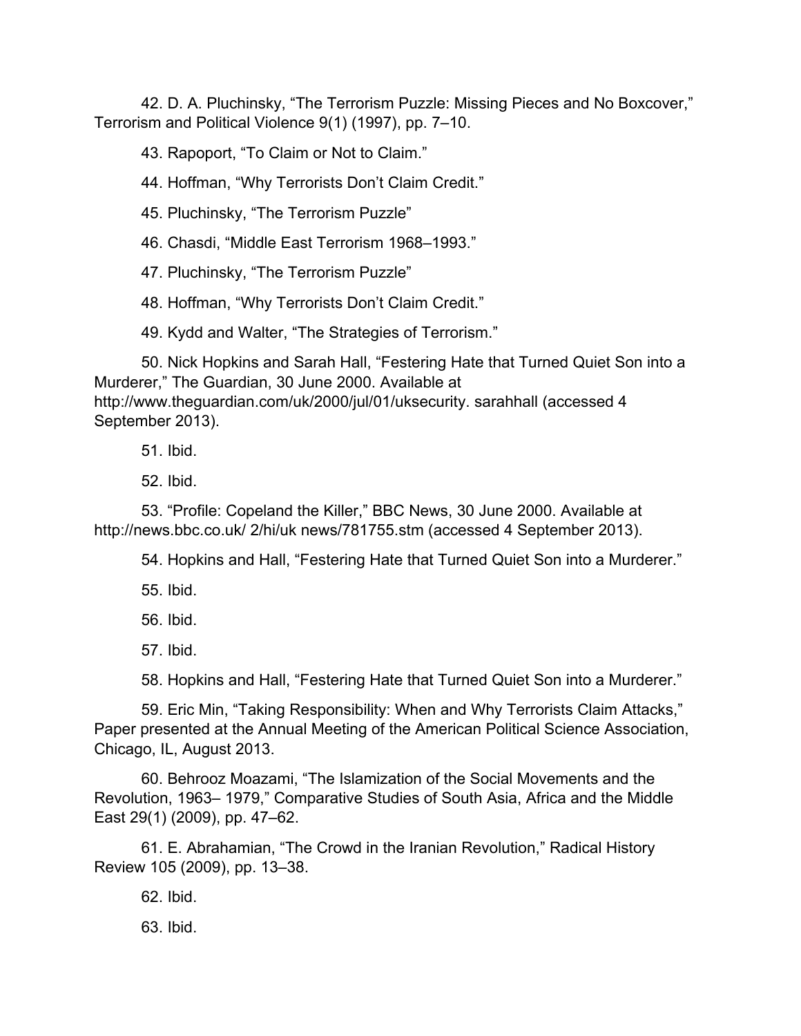42. D. A. Pluchinsky, “The Terrorism Puzzle: Missing Pieces and No Boxcover,” Terrorism and Political Violence 9(1) (1997), pp. 7–10.

43. Rapoport, “To Claim or Not to Claim.”

44. Hoffman, “Why Terrorists Don’t Claim Credit.”

45. Pluchinsky, “The Terrorism Puzzle”

46. Chasdi, “Middle East Terrorism 1968–1993.”

47. Pluchinsky, “The Terrorism Puzzle”

48. Hoffman, “Why Terrorists Don’t Claim Credit.”

49. Kydd and Walter, “The Strategies of Terrorism.”

50. Nick Hopkins and Sarah Hall, “Festering Hate that Turned Quiet Son into a Murderer,” The Guardian, 30 June 2000. Available at http://www.theguardian.com/uk/2000/jul/01/uksecurity. sarahhall (accessed 4 September 2013).

51. Ibid.

52. Ibid.

53. “Profile: Copeland the Killer,” BBC News, 30 June 2000. Available at http://news.bbc.co.uk/ 2/hi/uk news/781755.stm (accessed 4 September 2013).

54. Hopkins and Hall, “Festering Hate that Turned Quiet Son into a Murderer.”

55. Ibid.

56. Ibid.

57. Ibid.

58. Hopkins and Hall, “Festering Hate that Turned Quiet Son into a Murderer.”

59. Eric Min, “Taking Responsibility: When and Why Terrorists Claim Attacks,” Paper presented at the Annual Meeting of the American Political Science Association, Chicago, IL, August 2013.

60. Behrooz Moazami, “The Islamization of the Social Movements and the Revolution, 1963– 1979,” Comparative Studies of South Asia, Africa and the Middle East 29(1) (2009), pp. 47–62.

61. E. Abrahamian, “The Crowd in the Iranian Revolution,” Radical History Review 105 (2009), pp. 13–38.

62. Ibid.

63. Ibid.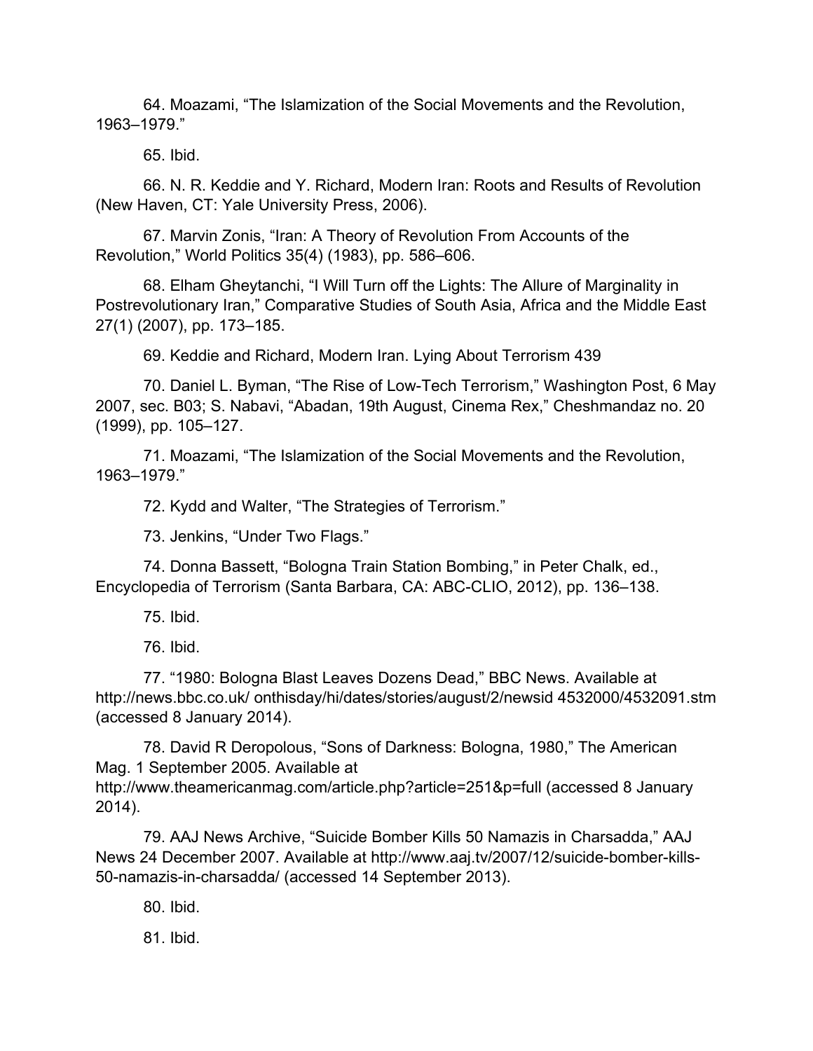64. Moazami, "The Islamization of the Social Movements and the Revolution, 1963–1979."

65. Ibid.

66. N. R. Keddie and Y. Richard, Modern Iran: Roots and Results of Revolution (New Haven, CT: Yale University Press, 2006).

67. Marvin Zonis, "Iran: A Theory of Revolution From Accounts of the Revolution," World Politics 35(4) (1983), pp. 586–606.

68. Elham Gheytanchi, "I Will Turn off the Lights: The Allure of Marginality in Postrevolutionary Iran," Comparative Studies of South Asia, Africa and the Middle East 27(1) (2007), pp. 173–185.

69. Keddie and Richard, Modern Iran. Lying About Terrorism 439

70. Daniel L. Byman, "The Rise of Low-Tech Terrorism," Washington Post, 6 May 2007, sec. B03; S. Nabavi, "Abadan, 19th August, Cinema Rex," Cheshmandaz no. 20 (1999), pp. 105–127.

71. Moazami, "The Islamization of the Social Movements and the Revolution, 1963–1979."

72. Kydd and Walter, "The Strategies of Terrorism."

73. Jenkins, "Under Two Flags."

74. Donna Bassett, "Bologna Train Station Bombing," in Peter Chalk, ed., Encyclopedia of Terrorism (Santa Barbara, CA: ABC-CLIO, 2012), pp. 136–138.

75. Ibid.

76. Ibid.

77. "1980: Bologna Blast Leaves Dozens Dead," BBC News. Available at http://news.bbc.co.uk/ onthisday/hi/dates/stories/august/2/newsid 4532000/4532091.stm (accessed 8 January 2014).

78. David R Deropolous, "Sons of Darkness: Bologna, 1980," The American Mag. 1 September 2005. Available at http://www.theamericanmag.com/article.php?article=251&p=full (accessed 8 January 2014).

79. AAJ News Archive, "Suicide Bomber Kills 50 Namazis in Charsadda," AAJ News 24 December 2007. Available at http://www.aaj.tv/2007/12/suicide-bomber-kills-50-namazis-in-charsadda/ (accessed 14 September 2013).

80. Ibid.

81. Ibid.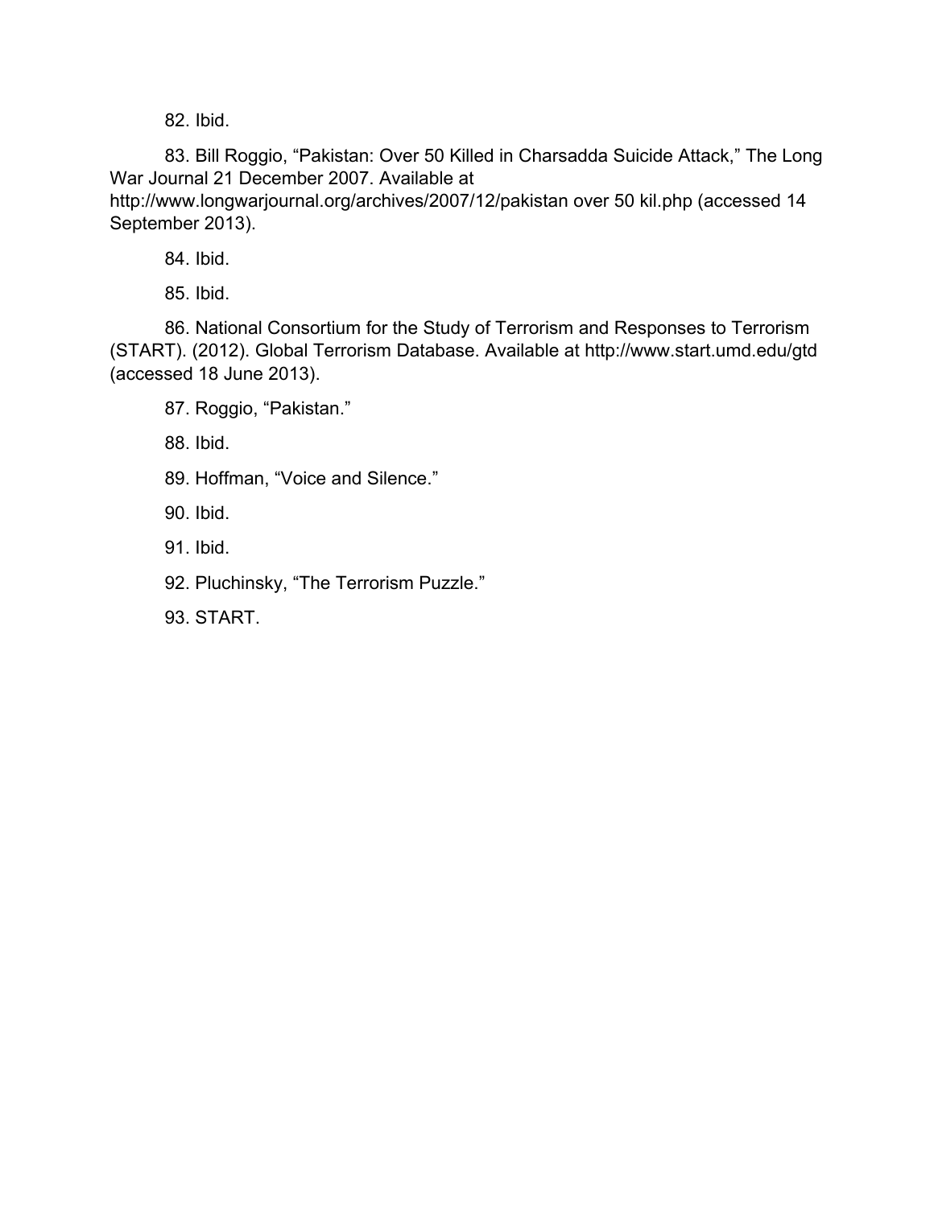82. Ibid.

83. Bill Roggio, “Pakistan: Over 50 Killed in Charsadda Suicide Attack,” The Long War Journal 21 December 2007. Available at http://www.longwarjournal.org/archives/2007/12/pakistan over 50 kil.php (accessed 14 September 2013).

84. Ibid.

85. Ibid.

86. National Consortium for the Study of Terrorism and Responses to Terrorism (START). (2012). Global Terrorism Database. Available at http://www.start.umd.edu/gtd (accessed 18 June 2013).

87. Roggio, “Pakistan.”

88. Ibid.

89. Hoffman, “Voice and Silence.”

90. Ibid.

91. Ibid.

92. Pluchinsky, “The Terrorism Puzzle.”

93. START.